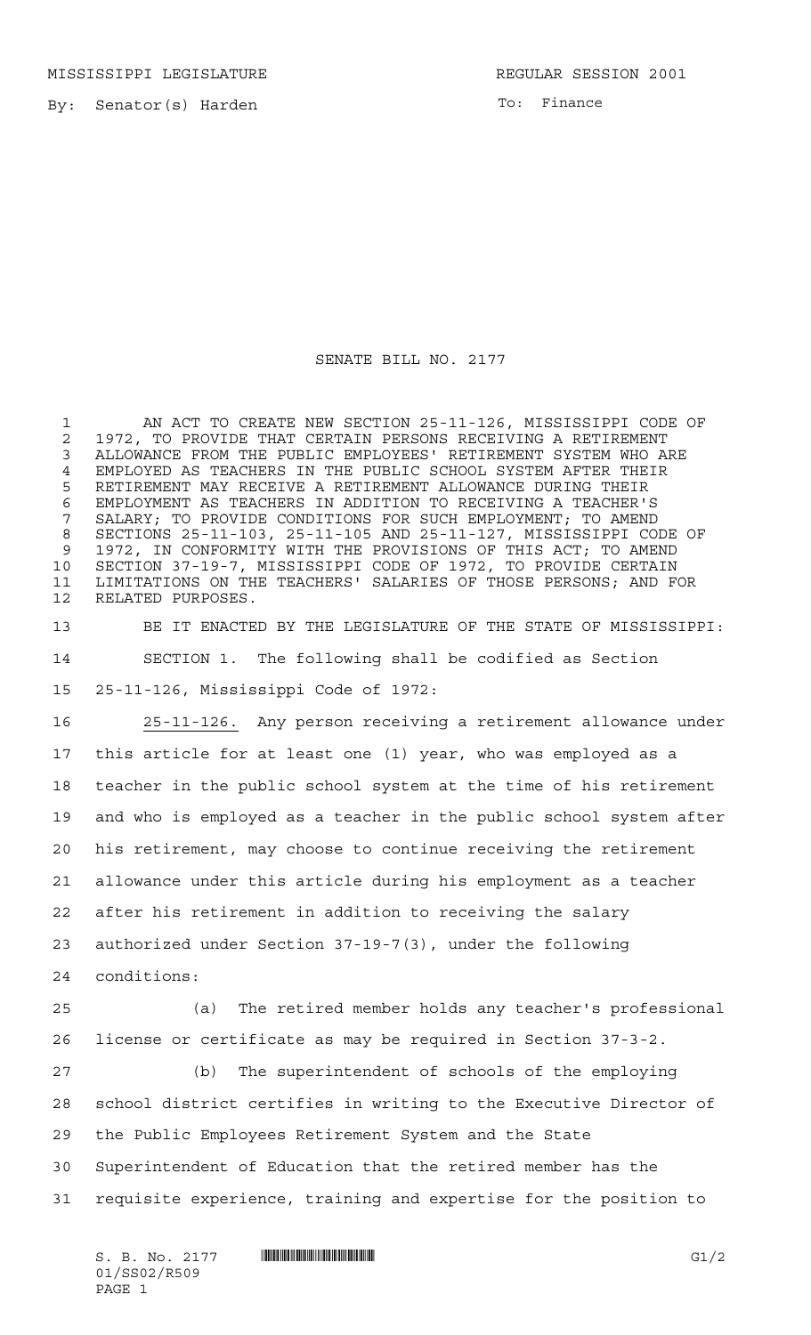MISSISSIPPI LEGISLATURE REGULAR SESSION 2001

By: Senator(s) Harden

To: Finance

# SENATE BILL NO. 2177

AN ACT TO CREATE NEW SECTION 25-11-126, MISSISSIPPI CODE OF 1972, TO PROVIDE THAT CERTAIN PERSONS RECEIVING A RETIREMENT ALLOWANCE FROM THE PUBLIC EMPLOYEES' RETIREMENT SYSTEM WHO ARE EMPLOYED AS TEACHERS IN THE PUBLIC SCHOOL SYSTEM AFTER THEIR RETIREMENT MAY RECEIVE A RETIREMENT ALLOWANCE DURING THEIR EMPLOYMENT AS TEACHERS IN ADDITION TO RECEIVING A TEACHER'S SALARY; TO PROVIDE CONDITIONS FOR SUCH EMPLOYMENT; TO AMEND SECTIONS 25-11-103, 25-11-105 AND 25-11-127, MISSISSIPPI CODE OF 1972, IN CONFORMITY WITH THE PROVISIONS OF THIS ACT; TO AMEND SECTION 37-19-7, MISSISSIPPI CODE OF 1972, TO PROVIDE CERTAIN LIMITATIONS ON THE TEACHERS' SALARIES OF THOSE PERSONS; AND FOR RELATED PURPOSES.

BE IT ENACTED BY THE LEGISLATURE OF THE STATE OF MISSISSIPPI:

SECTION 1. The following shall be codified as Section 25-11-126, Mississippi Code of 1972:

25-11-126. Any person receiving a retirement allowance under this article for at least one (1) year, who was employed as a teacher in the public school system at the time of his retirement and who is employed as a teacher in the public school system after his retirement, may choose to continue receiving the retirement allowance under this article during his employment as a teacher after his retirement in addition to receiving the salary authorized under Section 37-19-7(3), under the following conditions:

(a) The retired member holds any teacher's professional license or certificate as may be required in Section 37-3-2.

(b) The superintendent of schools of the employing school district certifies in writing to the Executive Director of the Public Employees Retirement System and the State Superintendent of Education that the retired member has the requisite experience, training and expertise for the position to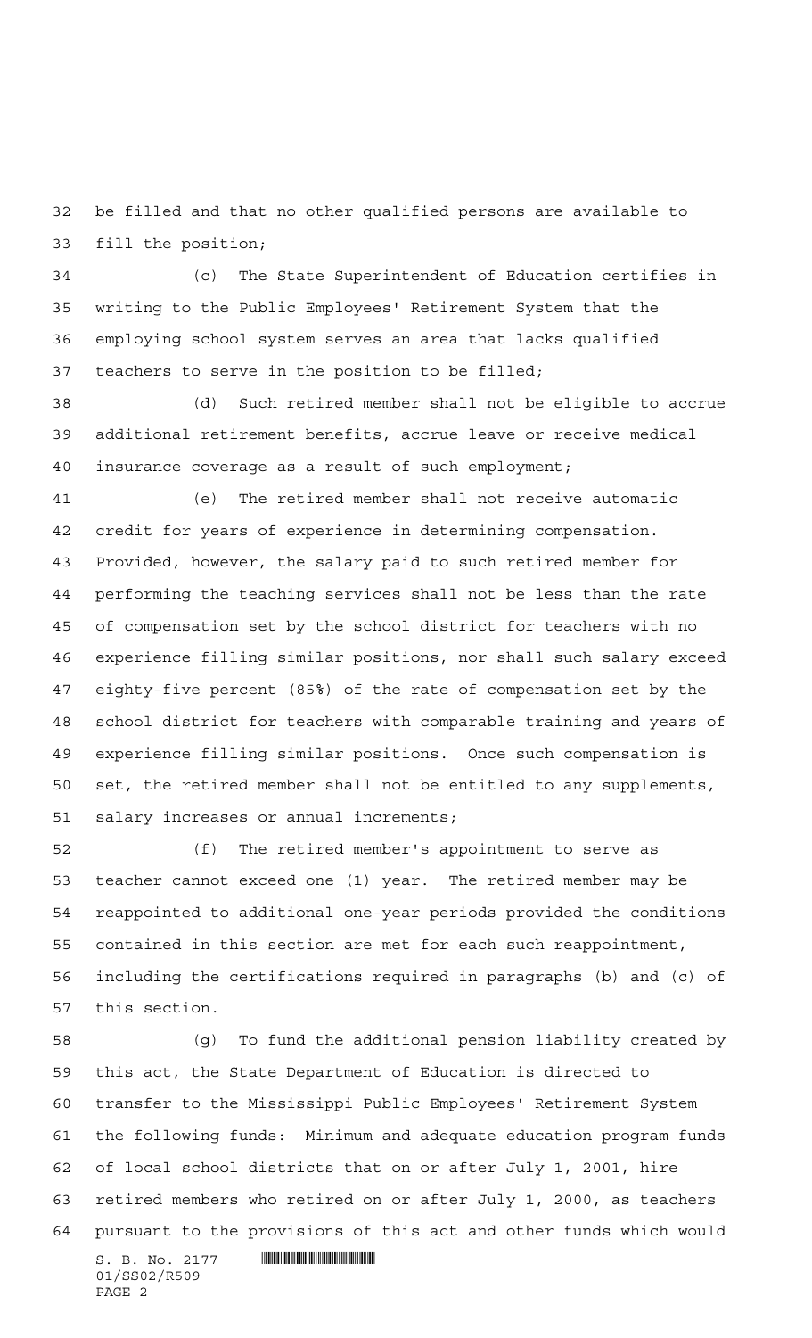be filled and that no other qualified persons are available to fill the position;

(c) The State Superintendent of Education certifies in writing to the Public Employees' Retirement System that the employing school system serves an area that lacks qualified teachers to serve in the position to be filled;

(d) Such retired member shall not be eligible to accrue additional retirement benefits, accrue leave or receive medical insurance coverage as a result of such employment;

(e) The retired member shall not receive automatic credit for years of experience in determining compensation. Provided, however, the salary paid to such retired member for performing the teaching services shall not be less than the rate of compensation set by the school district for teachers with no experience filling similar positions, nor shall such salary exceed eighty-five percent (85%) of the rate of compensation set by the school district for teachers with comparable training and years of experience filling similar positions. Once such compensation is set, the retired member shall not be entitled to any supplements, salary increases or annual increments;

(f) The retired member's appointment to serve as teacher cannot exceed one (1) year. The retired member may be reappointed to additional one-year periods provided the conditions contained in this section are met for each such reappointment, including the certifications required in paragraphs (b) and (c) of this section.

(g) To fund the additional pension liability created by this act, the State Department of Education is directed to transfer to the Mississippi Public Employees' Retirement System the following funds: Minimum and adequate education program funds of local school districts that on or after July 1, 2001, hire retired members who retired on or after July 1, 2000, as teachers pursuant to the provisions of this act and other funds which would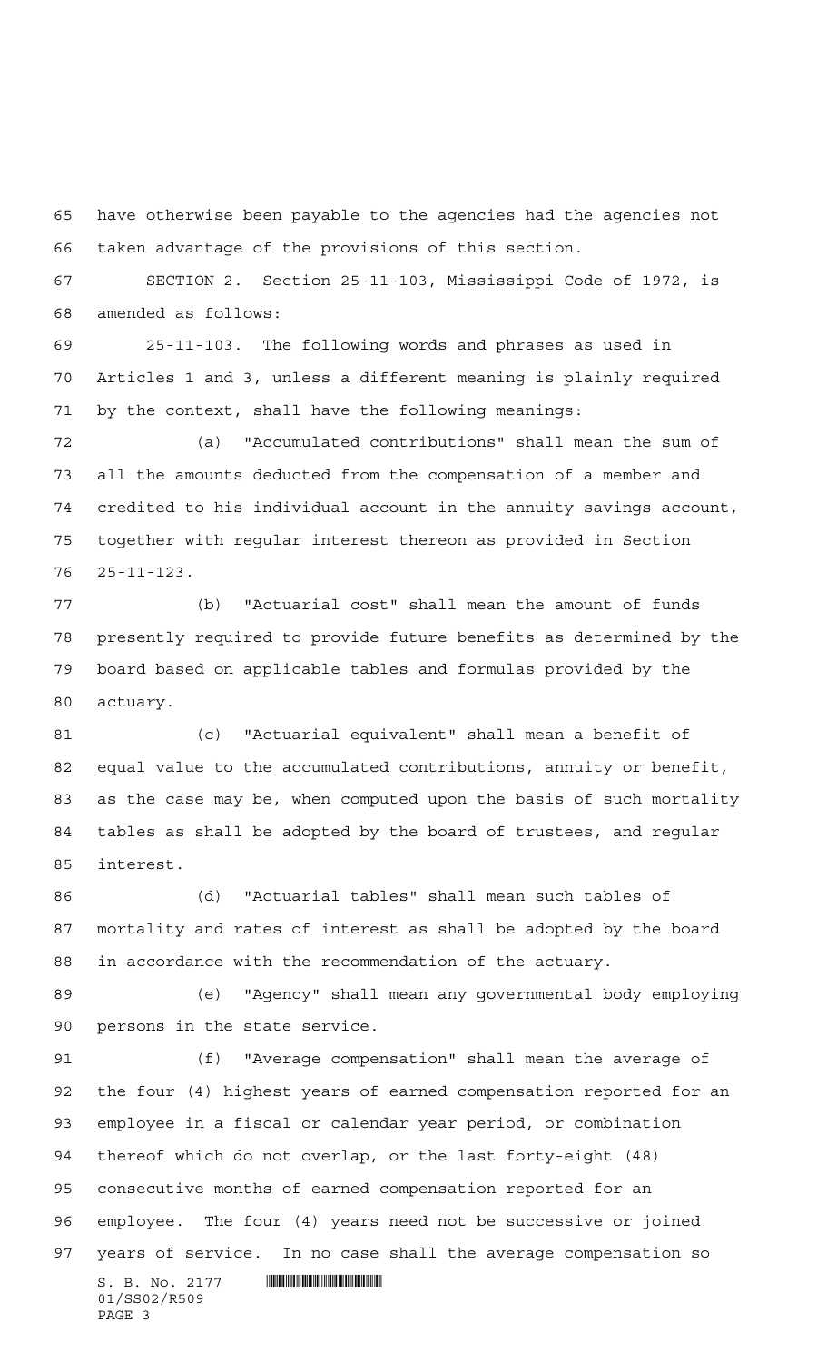have otherwise been payable to the agencies had the agencies not taken advantage of the provisions of this section.

SECTION 2. Section 25-11-103, Mississippi Code of 1972, is amended as follows:

25-11-103. The following words and phrases as used in Articles 1 and 3, unless a different meaning is plainly required by the context, shall have the following meanings:

(a) "Accumulated contributions" shall mean the sum of all the amounts deducted from the compensation of a member and credited to his individual account in the annuity savings account, together with regular interest thereon as provided in Section 25-11-123.

(b) "Actuarial cost" shall mean the amount of funds presently required to provide future benefits as determined by the board based on applicable tables and formulas provided by the actuary.

(c) "Actuarial equivalent" shall mean a benefit of equal value to the accumulated contributions, annuity or benefit, as the case may be, when computed upon the basis of such mortality tables as shall be adopted by the board of trustees, and regular interest.

(d) "Actuarial tables" shall mean such tables of mortality and rates of interest as shall be adopted by the board in accordance with the recommendation of the actuary.

(e) "Agency" shall mean any governmental body employing persons in the state service.

(f) "Average compensation" shall mean the average of the four (4) highest years of earned compensation reported for an employee in a fiscal or calendar year period, or combination thereof which do not overlap, or the last forty-eight (48) consecutive months of earned compensation reported for an employee. The four (4) years need not be successive or joined years of service. In no case shall the average compensation so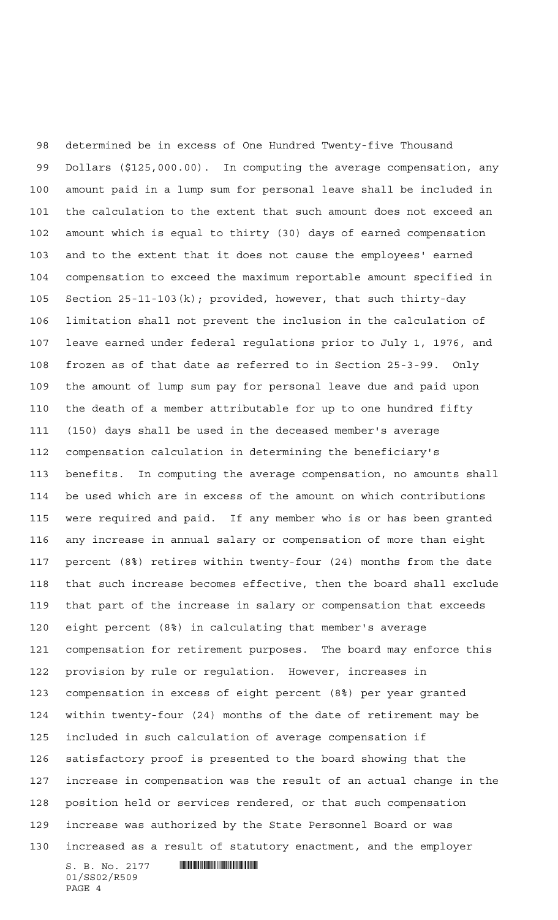determined be in excess of One Hundred Twenty-five Thousand Dollars ($125,000.00). In computing the average compensation, any amount paid in a lump sum for personal leave shall be included in the calculation to the extent that such amount does not exceed an amount which is equal to thirty (30) days of earned compensation and to the extent that it does not cause the employees' earned compensation to exceed the maximum reportable amount specified in Section 25-11-103(k); provided, however, that such thirty-day limitation shall not prevent the inclusion in the calculation of leave earned under federal regulations prior to July 1, 1976, and frozen as of that date as referred to in Section 25-3-99. Only the amount of lump sum pay for personal leave due and paid upon the death of a member attributable for up to one hundred fifty (150) days shall be used in the deceased member's average compensation calculation in determining the beneficiary's benefits. In computing the average compensation, no amounts shall be used which are in excess of the amount on which contributions were required and paid. If any member who is or has been granted any increase in annual salary or compensation of more than eight percent (8%) retires within twenty-four (24) months from the date that such increase becomes effective, then the board shall exclude that part of the increase in salary or compensation that exceeds eight percent (8%) in calculating that member's average compensation for retirement purposes. The board may enforce this provision by rule or regulation. However, increases in compensation in excess of eight percent (8%) per year granted within twenty-four (24) months of the date of retirement may be included in such calculation of average compensation if satisfactory proof is presented to the board showing that the increase in compensation was the result of an actual change in the position held or services rendered, or that such compensation increase was authorized by the State Personnel Board or was increased as a result of statutory enactment, and the employer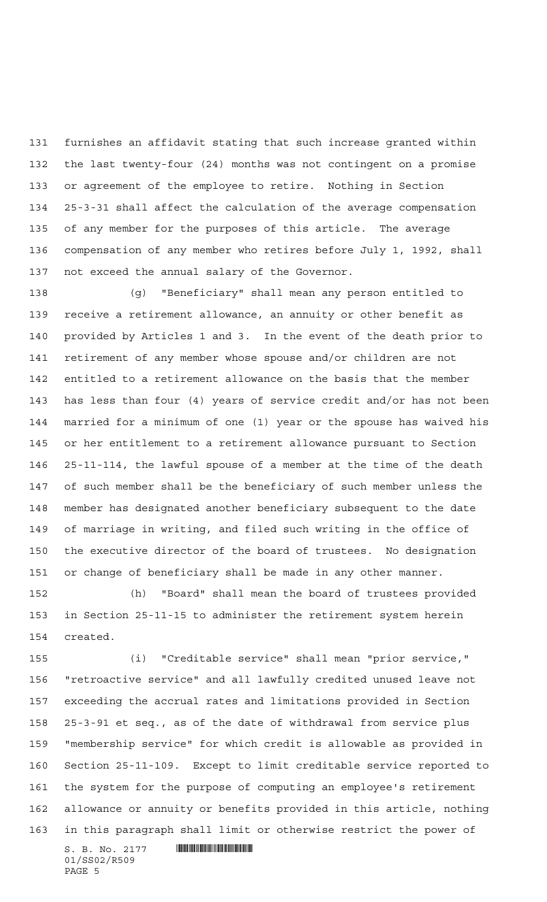furnishes an affidavit stating that such increase granted within the last twenty-four (24) months was not contingent on a promise or agreement of the employee to retire. Nothing in Section 25-3-31 shall affect the calculation of the average compensation of any member for the purposes of this article. The average compensation of any member who retires before July 1, 1992, shall not exceed the annual salary of the Governor.

(g) "Beneficiary" shall mean any person entitled to receive a retirement allowance, an annuity or other benefit as provided by Articles 1 and 3. In the event of the death prior to retirement of any member whose spouse and/or children are not entitled to a retirement allowance on the basis that the member has less than four (4) years of service credit and/or has not been married for a minimum of one (1) year or the spouse has waived his or her entitlement to a retirement allowance pursuant to Section 25-11-114, the lawful spouse of a member at the time of the death of such member shall be the beneficiary of such member unless the member has designated another beneficiary subsequent to the date of marriage in writing, and filed such writing in the office of the executive director of the board of trustees. No designation or change of beneficiary shall be made in any other manner.

(h) "Board" shall mean the board of trustees provided in Section 25-11-15 to administer the retirement system herein created.

(i) "Creditable service" shall mean "prior service," "retroactive service" and all lawfully credited unused leave not exceeding the accrual rates and limitations provided in Section 25-3-91 et seq., as of the date of withdrawal from service plus "membership service" for which credit is allowable as provided in Section 25-11-109. Except to limit creditable service reported to the system for the purpose of computing an employee's retirement allowance or annuity or benefits provided in this article, nothing in this paragraph shall limit or otherwise restrict the power of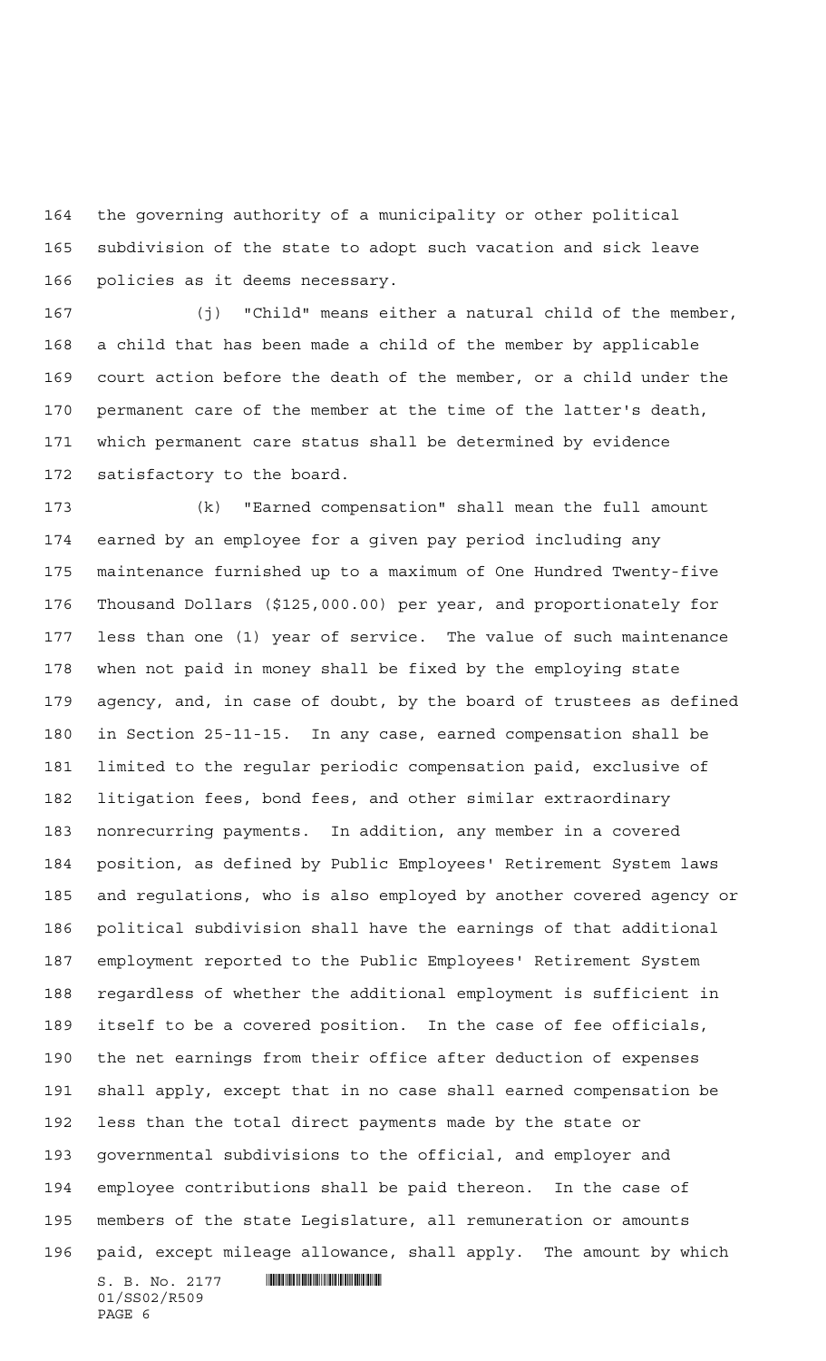the governing authority of a municipality or other political subdivision of the state to adopt such vacation and sick leave policies as it deems necessary.

(j) "Child" means either a natural child of the member, a child that has been made a child of the member by applicable court action before the death of the member, or a child under the permanent care of the member at the time of the latter's death, which permanent care status shall be determined by evidence satisfactory to the board.

(k) "Earned compensation" shall mean the full amount earned by an employee for a given pay period including any maintenance furnished up to a maximum of One Hundred Twenty-five Thousand Dollars ($125,000.00) per year, and proportionately for less than one (1) year of service. The value of such maintenance when not paid in money shall be fixed by the employing state agency, and, in case of doubt, by the board of trustees as defined in Section 25-11-15. In any case, earned compensation shall be limited to the regular periodic compensation paid, exclusive of litigation fees, bond fees, and other similar extraordinary nonrecurring payments. In addition, any member in a covered position, as defined by Public Employees' Retirement System laws and regulations, who is also employed by another covered agency or political subdivision shall have the earnings of that additional employment reported to the Public Employees' Retirement System regardless of whether the additional employment is sufficient in itself to be a covered position. In the case of fee officials, the net earnings from their office after deduction of expenses shall apply, except that in no case shall earned compensation be less than the total direct payments made by the state or governmental subdivisions to the official, and employer and employee contributions shall be paid thereon. In the case of members of the state Legislature, all remuneration or amounts paid, except mileage allowance, shall apply. The amount by which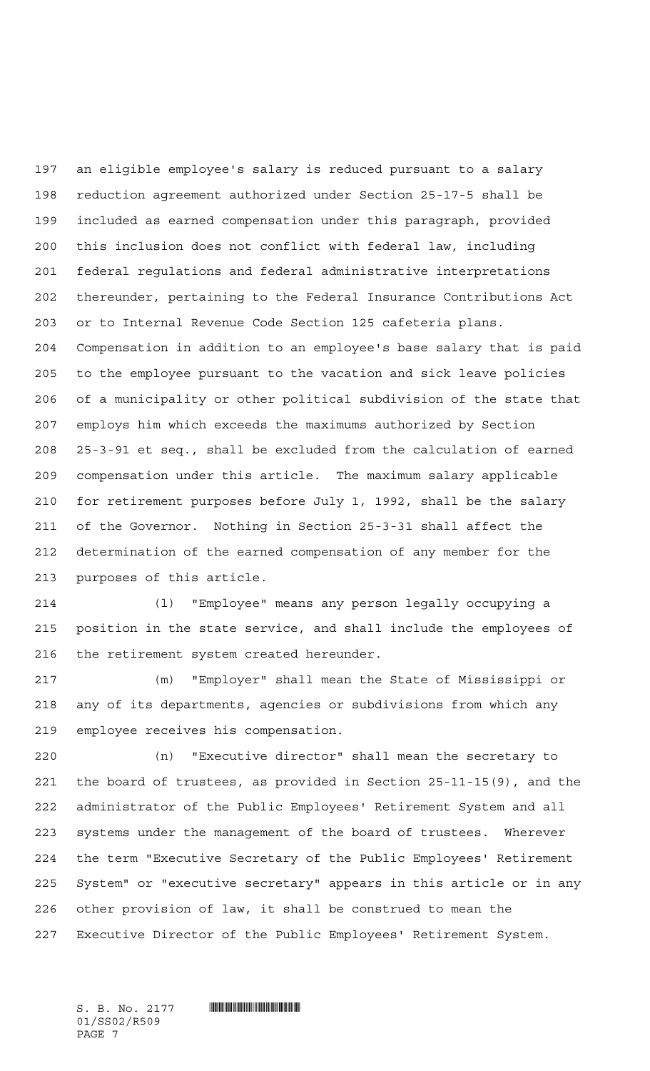an eligible employee's salary is reduced pursuant to a salary reduction agreement authorized under Section 25-17-5 shall be included as earned compensation under this paragraph, provided this inclusion does not conflict with federal law, including federal regulations and federal administrative interpretations thereunder, pertaining to the Federal Insurance Contributions Act or to Internal Revenue Code Section 125 cafeteria plans. Compensation in addition to an employee's base salary that is paid to the employee pursuant to the vacation and sick leave policies of a municipality or other political subdivision of the state that employs him which exceeds the maximums authorized by Section 25-3-91 et seq., shall be excluded from the calculation of earned compensation under this article. The maximum salary applicable for retirement purposes before July 1, 1992, shall be the salary of the Governor. Nothing in Section 25-3-31 shall affect the determination of the earned compensation of any member for the purposes of this article.

(l) "Employee" means any person legally occupying a position in the state service, and shall include the employees of the retirement system created hereunder.

(m) "Employer" shall mean the State of Mississippi or any of its departments, agencies or subdivisions from which any employee receives his compensation.

(n) "Executive director" shall mean the secretary to the board of trustees, as provided in Section 25-11-15(9), and the administrator of the Public Employees' Retirement System and all systems under the management of the board of trustees. Wherever the term "Executive Secretary of the Public Employees' Retirement System" or "executive secretary" appears in this article or in any other provision of law, it shall be construed to mean the Executive Director of the Public Employees' Retirement System.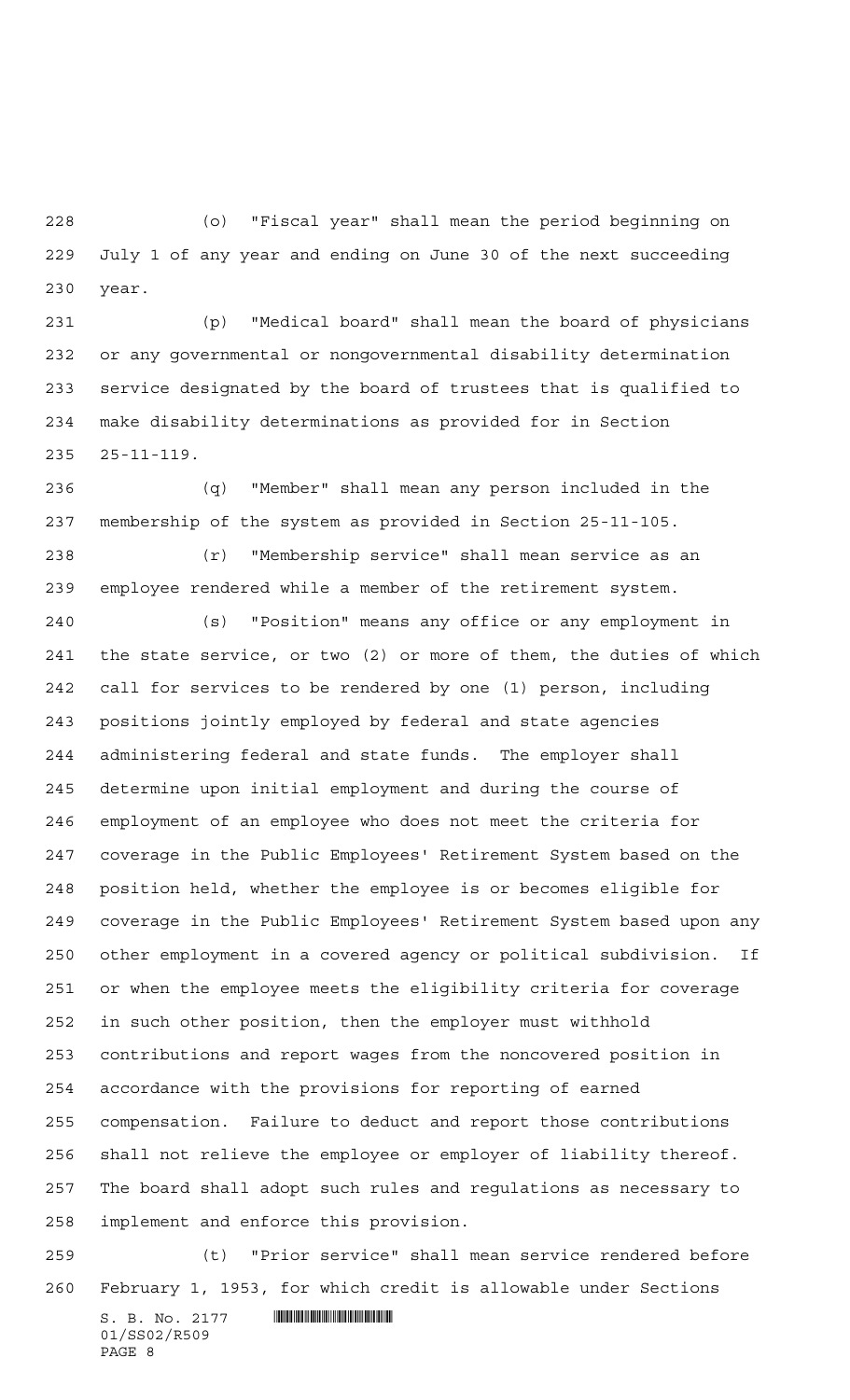(o) "Fiscal year" shall mean the period beginning on July 1 of any year and ending on June 30 of the next succeeding year.

(p) "Medical board" shall mean the board of physicians or any governmental or nongovernmental disability determination service designated by the board of trustees that is qualified to make disability determinations as provided for in Section 25-11-119.

(q) "Member" shall mean any person included in the membership of the system as provided in Section 25-11-105.

(r) "Membership service" shall mean service as an employee rendered while a member of the retirement system.

(s) "Position" means any office or any employment in the state service, or two (2) or more of them, the duties of which call for services to be rendered by one (1) person, including positions jointly employed by federal and state agencies administering federal and state funds. The employer shall determine upon initial employment and during the course of employment of an employee who does not meet the criteria for coverage in the Public Employees' Retirement System based on the position held, whether the employee is or becomes eligible for coverage in the Public Employees' Retirement System based upon any other employment in a covered agency or political subdivision. If or when the employee meets the eligibility criteria for coverage in such other position, then the employer must withhold contributions and report wages from the noncovered position in accordance with the provisions for reporting of earned compensation. Failure to deduct and report those contributions shall not relieve the employee or employer of liability thereof. The board shall adopt such rules and regulations as necessary to implement and enforce this provision.

(t) "Prior service" shall mean service rendered before February 1, 1953, for which credit is allowable under Sections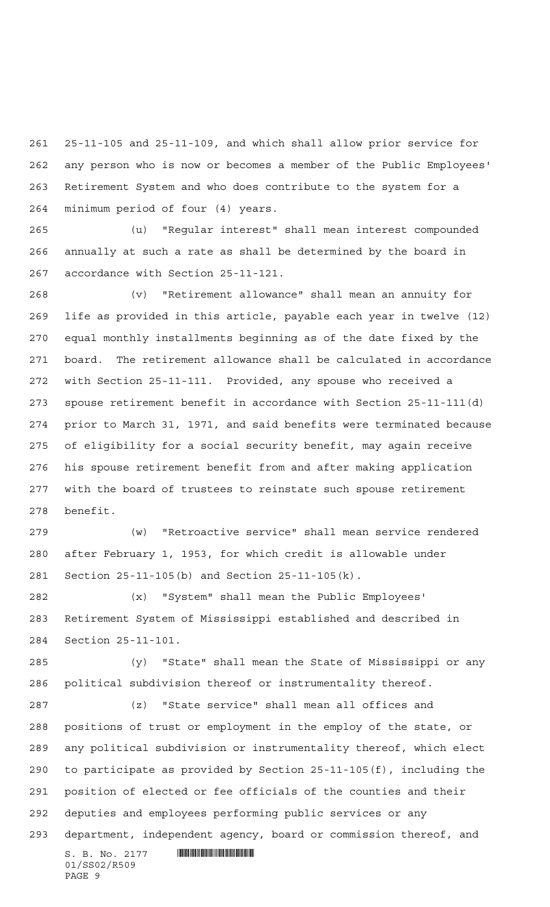25-11-105 and 25-11-109, and which shall allow prior service for any person who is now or becomes a member of the Public Employees' Retirement System and who does contribute to the system for a minimum period of four (4) years.

(u) "Regular interest" shall mean interest compounded annually at such a rate as shall be determined by the board in accordance with Section 25-11-121.

(v) "Retirement allowance" shall mean an annuity for life as provided in this article, payable each year in twelve (12) equal monthly installments beginning as of the date fixed by the board. The retirement allowance shall be calculated in accordance with Section 25-11-111. Provided, any spouse who received a spouse retirement benefit in accordance with Section 25-11-111(d) prior to March 31, 1971, and said benefits were terminated because of eligibility for a social security benefit, may again receive his spouse retirement benefit from and after making application with the board of trustees to reinstate such spouse retirement benefit.

(w) "Retroactive service" shall mean service rendered after February 1, 1953, for which credit is allowable under Section 25-11-105(b) and Section 25-11-105(k).

(x) "System" shall mean the Public Employees' Retirement System of Mississippi established and described in Section 25-11-101.

(y) "State" shall mean the State of Mississippi or any political subdivision thereof or instrumentality thereof.

(z) "State service" shall mean all offices and positions of trust or employment in the employ of the state, or any political subdivision or instrumentality thereof, which elect to participate as provided by Section 25-11-105(f), including the position of elected or fee officials of the counties and their deputies and employees performing public services or any department, independent agency, board or commission thereof, and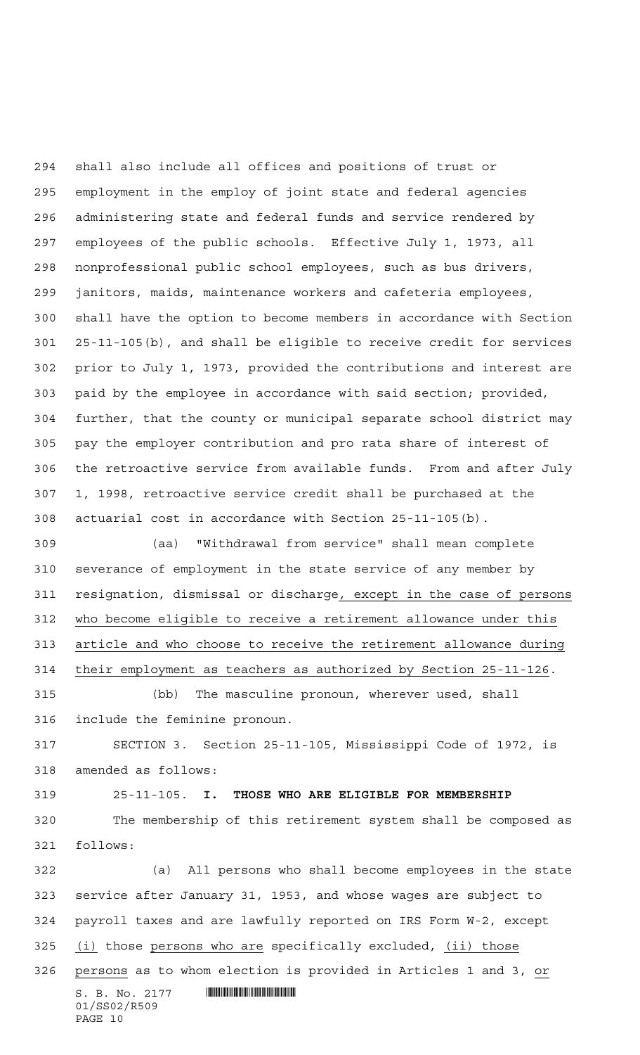shall also include all offices and positions of trust or employment in the employ of joint state and federal agencies administering state and federal funds and service rendered by employees of the public schools. Effective July 1, 1973, all nonprofessional public school employees, such as bus drivers, janitors, maids, maintenance workers and cafeteria employees, shall have the option to become members in accordance with Section 25-11-105(b), and shall be eligible to receive credit for services prior to July 1, 1973, provided the contributions and interest are paid by the employee in accordance with said section; provided, further, that the county or municipal separate school district may pay the employer contribution and pro rata share of interest of the retroactive service from available funds. From and after July 1, 1998, retroactive service credit shall be purchased at the actuarial cost in accordance with Section 25-11-105(b).

(aa) "Withdrawal from service" shall mean complete severance of employment in the state service of any member by resignation, dismissal or discharge, except in the case of persons who become eligible to receive a retirement allowance under this article and who choose to receive the retirement allowance during their employment as teachers as authorized by Section 25-11-126.

(bb) The masculine pronoun, wherever used, shall include the feminine pronoun.

SECTION 3. Section 25-11-105, Mississippi Code of 1972, is amended as follows:

25-11-105. **I. THOSE WHO ARE ELIGIBLE FOR MEMBERSHIP**

The membership of this retirement system shall be composed as follows:

(a) All persons who shall become employees in the state service after January 31, 1953, and whose wages are subject to payroll taxes and are lawfully reported on IRS Form W-2, except (i) those persons who are specifically excluded, (ii) those persons as to whom election is provided in Articles 1 and 3, or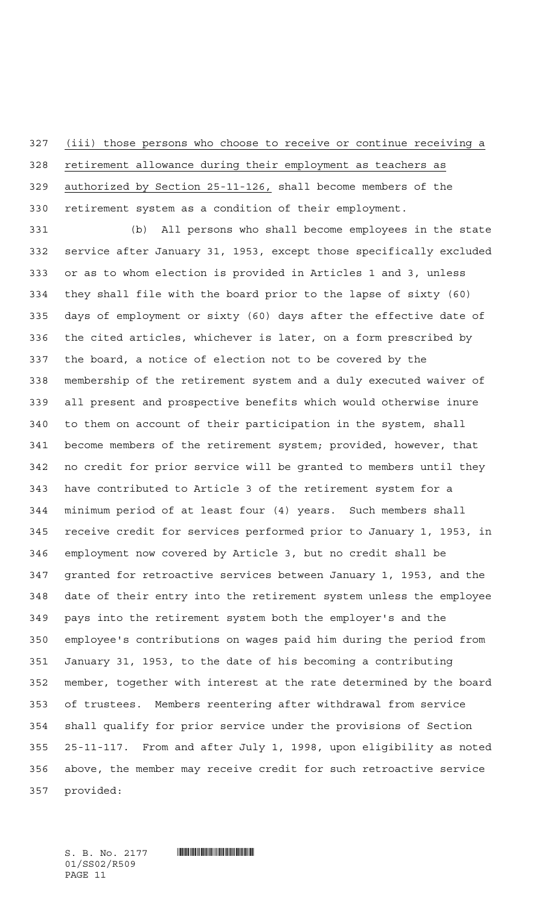(iii) those persons who choose to receive or continue receiving a retirement allowance during their employment as teachers as authorized by Section 25-11-126, shall become members of the retirement system as a condition of their employment.

(b) All persons who shall become employees in the state service after January 31, 1953, except those specifically excluded or as to whom election is provided in Articles 1 and 3, unless they shall file with the board prior to the lapse of sixty (60) days of employment or sixty (60) days after the effective date of the cited articles, whichever is later, on a form prescribed by the board, a notice of election not to be covered by the membership of the retirement system and a duly executed waiver of all present and prospective benefits which would otherwise inure to them on account of their participation in the system, shall become members of the retirement system; provided, however, that no credit for prior service will be granted to members until they have contributed to Article 3 of the retirement system for a minimum period of at least four (4) years. Such members shall receive credit for services performed prior to January 1, 1953, in employment now covered by Article 3, but no credit shall be granted for retroactive services between January 1, 1953, and the date of their entry into the retirement system unless the employee pays into the retirement system both the employer's and the employee's contributions on wages paid him during the period from January 31, 1953, to the date of his becoming a contributing member, together with interest at the rate determined by the board of trustees. Members reentering after withdrawal from service shall qualify for prior service under the provisions of Section 25-11-117. From and after July 1, 1998, upon eligibility as noted above, the member may receive credit for such retroactive service provided: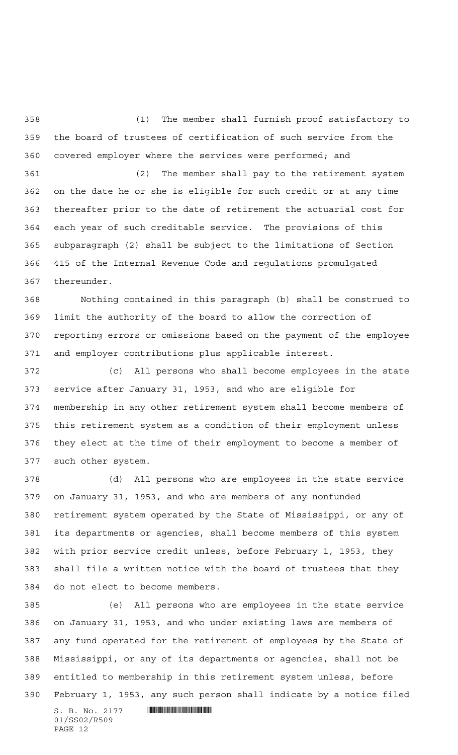(1) The member shall furnish proof satisfactory to the board of trustees of certification of such service from the covered employer where the services were performed; and

(2) The member shall pay to the retirement system on the date he or she is eligible for such credit or at any time thereafter prior to the date of retirement the actuarial cost for each year of such creditable service. The provisions of this subparagraph (2) shall be subject to the limitations of Section 415 of the Internal Revenue Code and regulations promulgated thereunder.

Nothing contained in this paragraph (b) shall be construed to limit the authority of the board to allow the correction of reporting errors or omissions based on the payment of the employee and employer contributions plus applicable interest.

(c) All persons who shall become employees in the state service after January 31, 1953, and who are eligible for membership in any other retirement system shall become members of this retirement system as a condition of their employment unless they elect at the time of their employment to become a member of such other system.

(d) All persons who are employees in the state service on January 31, 1953, and who are members of any nonfunded retirement system operated by the State of Mississippi, or any of its departments or agencies, shall become members of this system with prior service credit unless, before February 1, 1953, they shall file a written notice with the board of trustees that they do not elect to become members.

(e) All persons who are employees in the state service on January 31, 1953, and who under existing laws are members of any fund operated for the retirement of employees by the State of Mississippi, or any of its departments or agencies, shall not be entitled to membership in this retirement system unless, before February 1, 1953, any such person shall indicate by a notice filed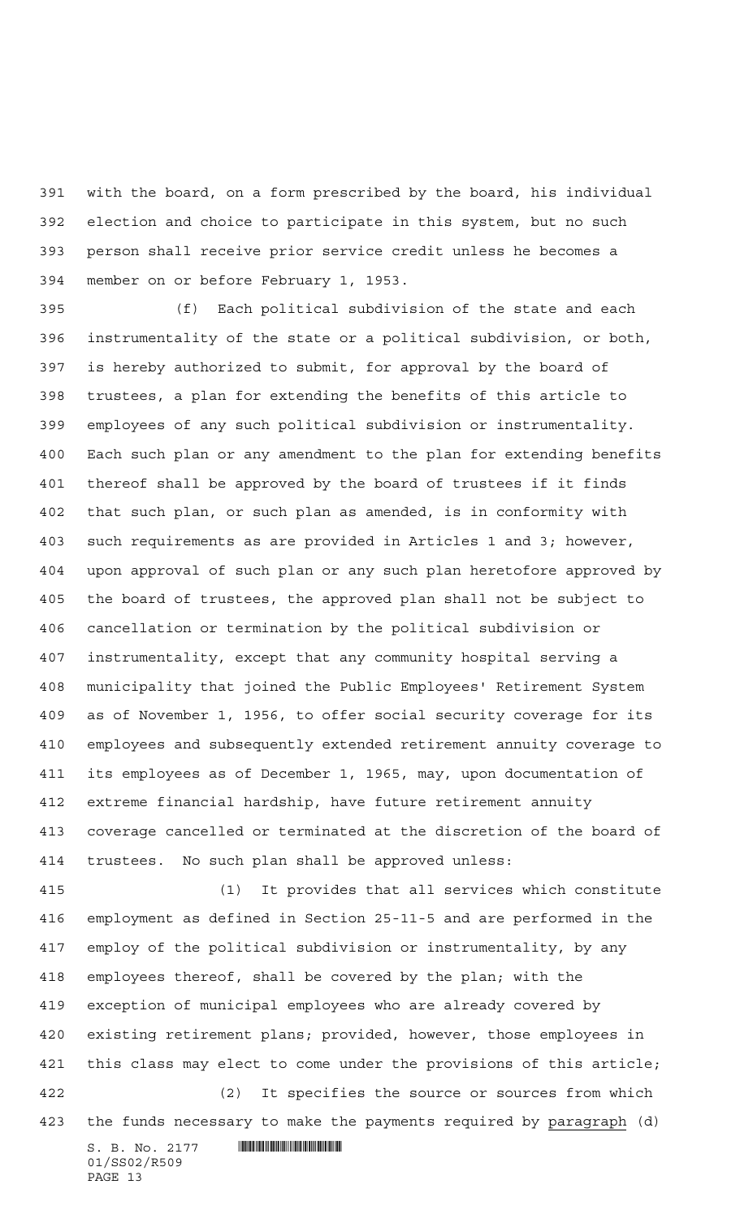with the board, on a form prescribed by the board, his individual election and choice to participate in this system, but no such person shall receive prior service credit unless he becomes a member on or before February 1, 1953.

(f) Each political subdivision of the state and each instrumentality of the state or a political subdivision, or both, is hereby authorized to submit, for approval by the board of trustees, a plan for extending the benefits of this article to employees of any such political subdivision or instrumentality. Each such plan or any amendment to the plan for extending benefits thereof shall be approved by the board of trustees if it finds that such plan, or such plan as amended, is in conformity with such requirements as are provided in Articles 1 and 3; however, upon approval of such plan or any such plan heretofore approved by the board of trustees, the approved plan shall not be subject to cancellation or termination by the political subdivision or instrumentality, except that any community hospital serving a municipality that joined the Public Employees' Retirement System as of November 1, 1956, to offer social security coverage for its employees and subsequently extended retirement annuity coverage to its employees as of December 1, 1965, may, upon documentation of extreme financial hardship, have future retirement annuity coverage cancelled or terminated at the discretion of the board of trustees. No such plan shall be approved unless:

(1) It provides that all services which constitute employment as defined in Section 25-11-5 and are performed in the employ of the political subdivision or instrumentality, by any employees thereof, shall be covered by the plan; with the exception of municipal employees who are already covered by existing retirement plans; provided, however, those employees in this class may elect to come under the provisions of this article;

(2) It specifies the source or sources from which the funds necessary to make the payments required by paragraph (d)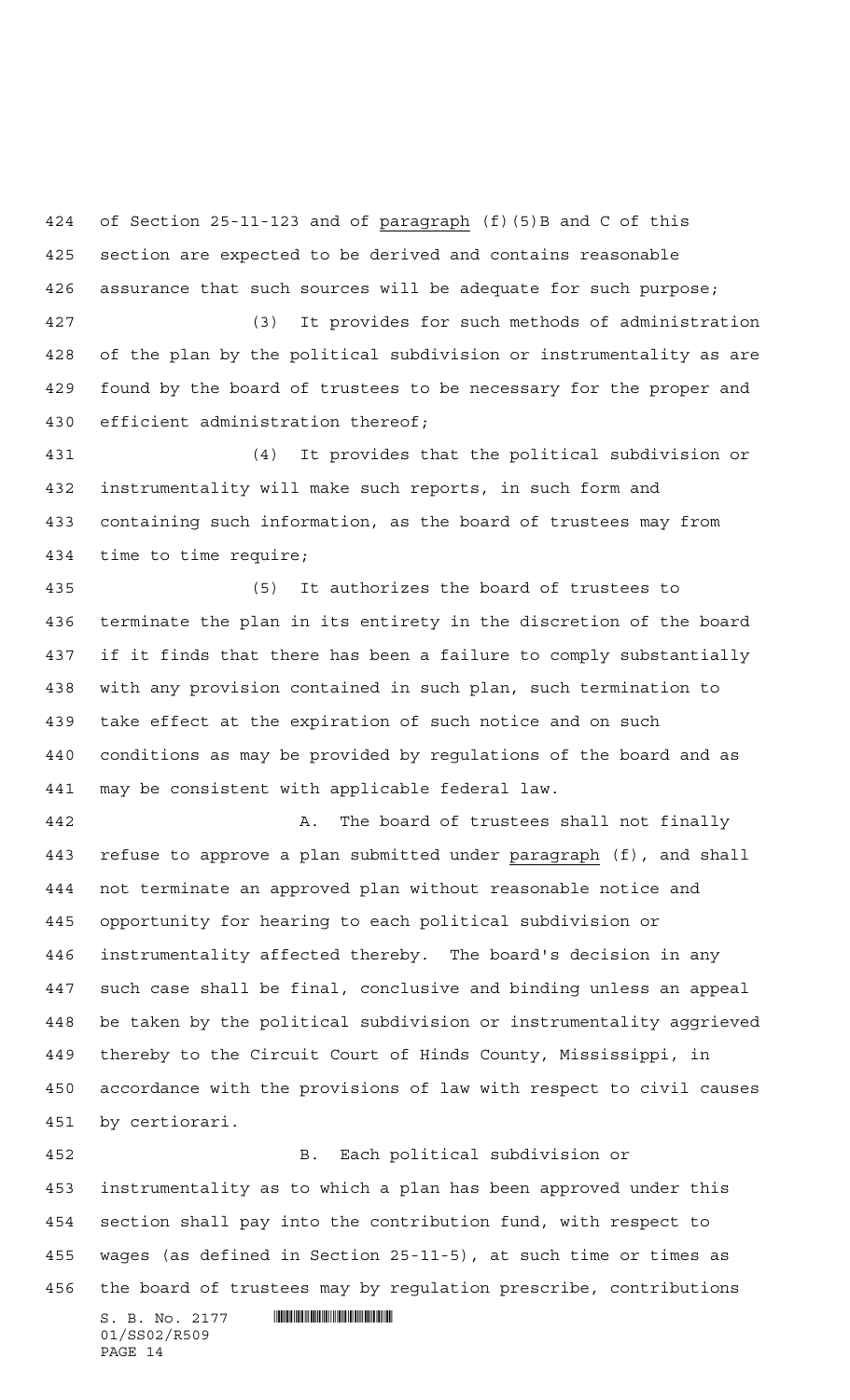of Section 25-11-123 and of paragraph (f)(5)B and C of this section are expected to be derived and contains reasonable assurance that such sources will be adequate for such purpose;

(3) It provides for such methods of administration of the plan by the political subdivision or instrumentality as are found by the board of trustees to be necessary for the proper and efficient administration thereof;

(4) It provides that the political subdivision or instrumentality will make such reports, in such form and containing such information, as the board of trustees may from time to time require;

(5) It authorizes the board of trustees to terminate the plan in its entirety in the discretion of the board if it finds that there has been a failure to comply substantially with any provision contained in such plan, such termination to take effect at the expiration of such notice and on such conditions as may be provided by regulations of the board and as may be consistent with applicable federal law.

A. The board of trustees shall not finally refuse to approve a plan submitted under paragraph (f), and shall not terminate an approved plan without reasonable notice and opportunity for hearing to each political subdivision or instrumentality affected thereby. The board's decision in any such case shall be final, conclusive and binding unless an appeal be taken by the political subdivision or instrumentality aggrieved thereby to the Circuit Court of Hinds County, Mississippi, in accordance with the provisions of law with respect to civil causes by certiorari.

B. Each political subdivision or instrumentality as to which a plan has been approved under this section shall pay into the contribution fund, with respect to wages (as defined in Section 25-11-5), at such time or times as the board of trustees may by regulation prescribe, contributions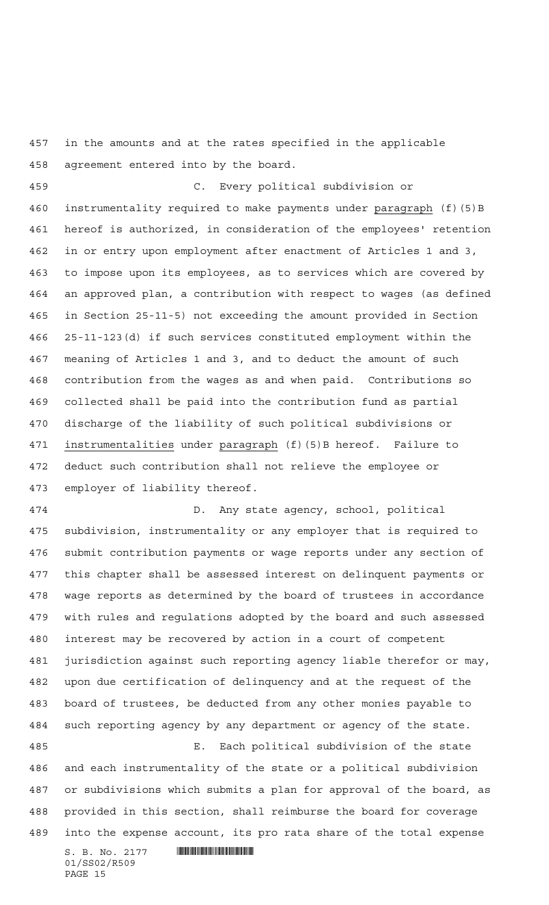in the amounts and at the rates specified in the applicable agreement entered into by the board.

C. Every political subdivision or instrumentality required to make payments under paragraph (f)(5)B hereof is authorized, in consideration of the employees' retention in or entry upon employment after enactment of Articles 1 and 3, to impose upon its employees, as to services which are covered by an approved plan, a contribution with respect to wages (as defined in Section 25-11-5) not exceeding the amount provided in Section 25-11-123(d) if such services constituted employment within the meaning of Articles 1 and 3, and to deduct the amount of such contribution from the wages as and when paid. Contributions so collected shall be paid into the contribution fund as partial discharge of the liability of such political subdivisions or instrumentalities under paragraph (f)(5)B hereof. Failure to deduct such contribution shall not relieve the employee or employer of liability thereof.

D. Any state agency, school, political subdivision, instrumentality or any employer that is required to submit contribution payments or wage reports under any section of this chapter shall be assessed interest on delinquent payments or wage reports as determined by the board of trustees in accordance with rules and regulations adopted by the board and such assessed interest may be recovered by action in a court of competent jurisdiction against such reporting agency liable therefor or may, upon due certification of delinquency and at the request of the board of trustees, be deducted from any other monies payable to such reporting agency by any department or agency of the state.

E. Each political subdivision of the state and each instrumentality of the state or a political subdivision or subdivisions which submits a plan for approval of the board, as provided in this section, shall reimburse the board for coverage into the expense account, its pro rata share of the total expense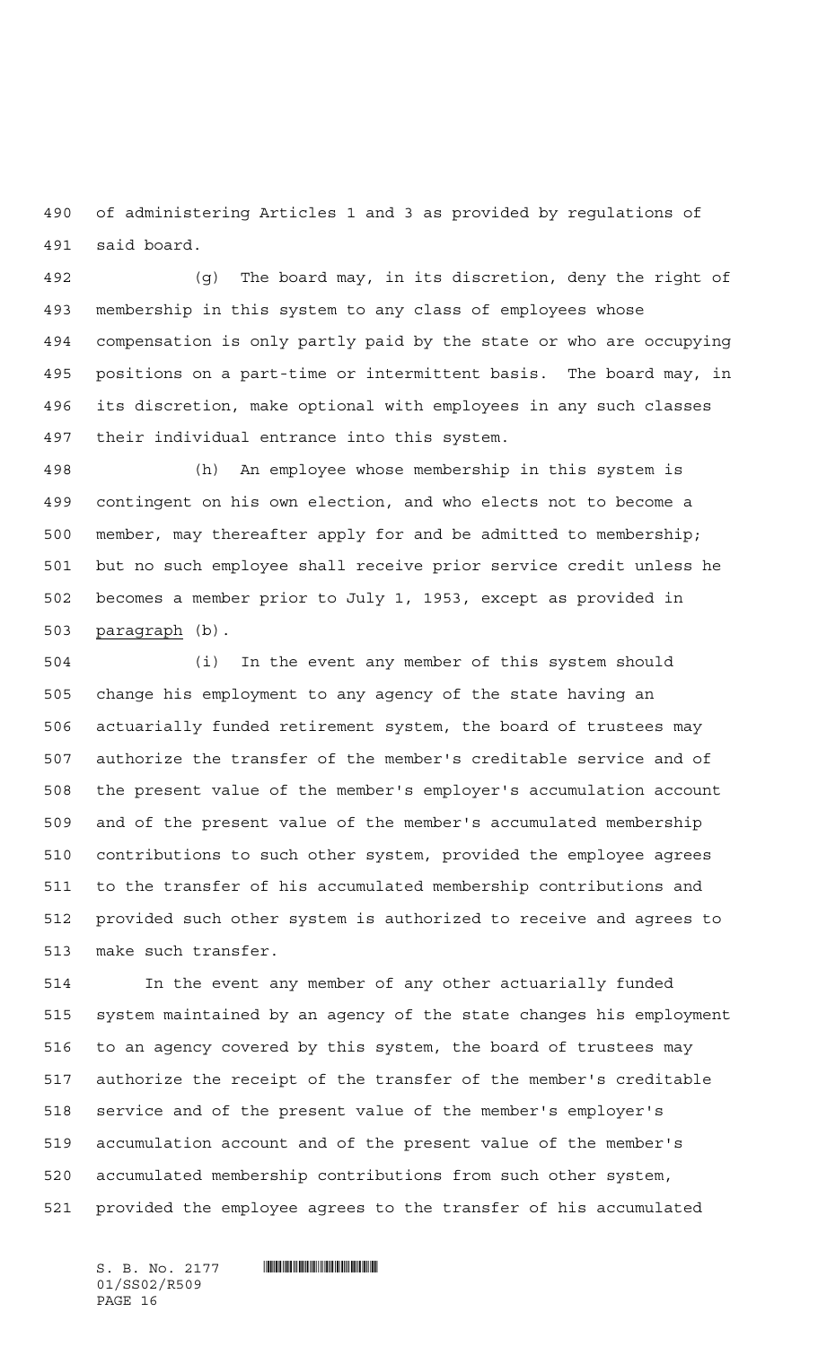of administering Articles 1 and 3 as provided by regulations of said board.

(g) The board may, in its discretion, deny the right of membership in this system to any class of employees whose compensation is only partly paid by the state or who are occupying positions on a part-time or intermittent basis. The board may, in its discretion, make optional with employees in any such classes their individual entrance into this system.

(h) An employee whose membership in this system is contingent on his own election, and who elects not to become a member, may thereafter apply for and be admitted to membership; but no such employee shall receive prior service credit unless he becomes a member prior to July 1, 1953, except as provided in paragraph (b).

(i) In the event any member of this system should change his employment to any agency of the state having an actuarially funded retirement system, the board of trustees may authorize the transfer of the member's creditable service and of the present value of the member's employer's accumulation account and of the present value of the member's accumulated membership contributions to such other system, provided the employee agrees to the transfer of his accumulated membership contributions and provided such other system is authorized to receive and agrees to make such transfer.

In the event any member of any other actuarially funded system maintained by an agency of the state changes his employment to an agency covered by this system, the board of trustees may authorize the receipt of the transfer of the member's creditable service and of the present value of the member's employer's accumulation account and of the present value of the member's accumulated membership contributions from such other system, provided the employee agrees to the transfer of his accumulated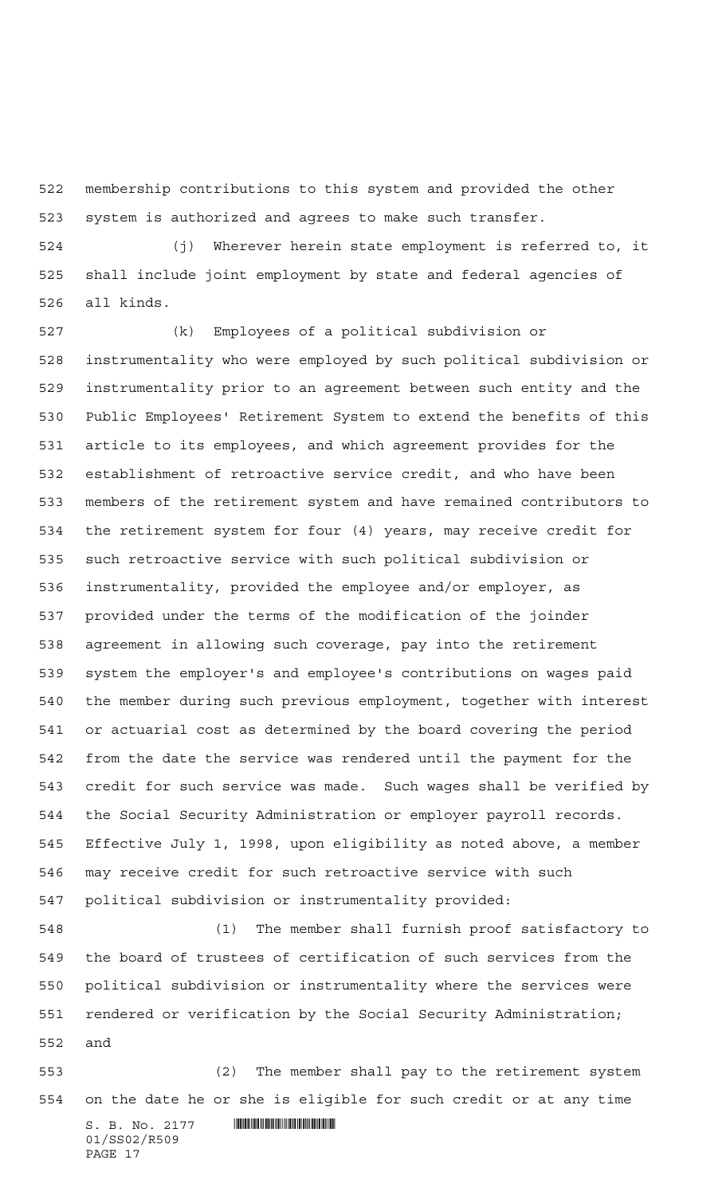membership contributions to this system and provided the other system is authorized and agrees to make such transfer.

(j) Wherever herein state employment is referred to, it shall include joint employment by state and federal agencies of all kinds.

(k) Employees of a political subdivision or instrumentality who were employed by such political subdivision or instrumentality prior to an agreement between such entity and the Public Employees' Retirement System to extend the benefits of this article to its employees, and which agreement provides for the establishment of retroactive service credit, and who have been members of the retirement system and have remained contributors to the retirement system for four (4) years, may receive credit for such retroactive service with such political subdivision or instrumentality, provided the employee and/or employer, as provided under the terms of the modification of the joinder agreement in allowing such coverage, pay into the retirement system the employer's and employee's contributions on wages paid the member during such previous employment, together with interest or actuarial cost as determined by the board covering the period from the date the service was rendered until the payment for the credit for such service was made. Such wages shall be verified by the Social Security Administration or employer payroll records. Effective July 1, 1998, upon eligibility as noted above, a member may receive credit for such retroactive service with such political subdivision or instrumentality provided:

(1) The member shall furnish proof satisfactory to the board of trustees of certification of such services from the political subdivision or instrumentality where the services were rendered or verification by the Social Security Administration; and

(2) The member shall pay to the retirement system on the date he or she is eligible for such credit or at any time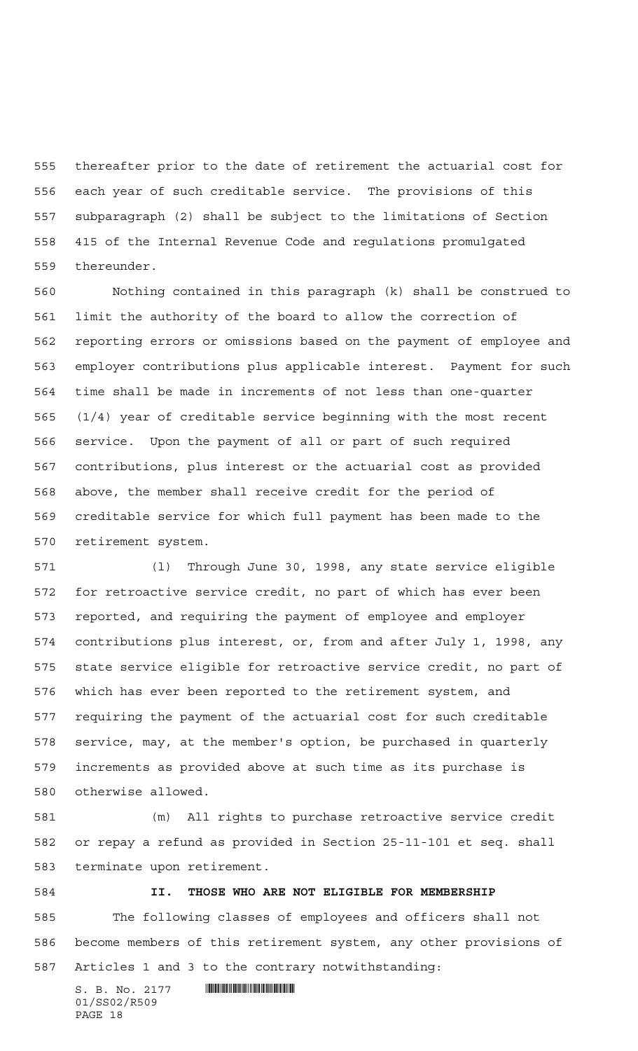thereafter prior to the date of retirement the actuarial cost for each year of such creditable service. The provisions of this subparagraph (2) shall be subject to the limitations of Section 415 of the Internal Revenue Code and regulations promulgated thereunder.

Nothing contained in this paragraph (k) shall be construed to limit the authority of the board to allow the correction of reporting errors or omissions based on the payment of employee and employer contributions plus applicable interest. Payment for such time shall be made in increments of not less than one-quarter (1/4) year of creditable service beginning with the most recent service. Upon the payment of all or part of such required contributions, plus interest or the actuarial cost as provided above, the member shall receive credit for the period of creditable service for which full payment has been made to the retirement system.

(l) Through June 30, 1998, any state service eligible for retroactive service credit, no part of which has ever been reported, and requiring the payment of employee and employer contributions plus interest, or, from and after July 1, 1998, any state service eligible for retroactive service credit, no part of which has ever been reported to the retirement system, and requiring the payment of the actuarial cost for such creditable service, may, at the member's option, be purchased in quarterly increments as provided above at such time as its purchase is otherwise allowed.

(m) All rights to purchase retroactive service credit or repay a refund as provided in Section 25-11-101 et seq. shall terminate upon retirement.

**II. THOSE WHO ARE NOT ELIGIBLE FOR MEMBERSHIP**

The following classes of employees and officers shall not become members of this retirement system, any other provisions of Articles 1 and 3 to the contrary notwithstanding: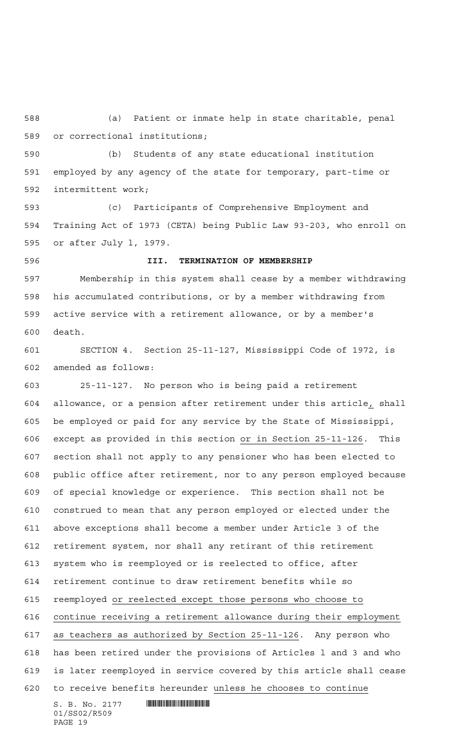(a) Patient or inmate help in state charitable, penal or correctional institutions;

(b) Students of any state educational institution employed by any agency of the state for temporary, part-time or intermittent work;

(c) Participants of Comprehensive Employment and Training Act of 1973 (CETA) being Public Law 93-203, who enroll on or after July 1, 1979.

**III. TERMINATION OF MEMBERSHIP**

Membership in this system shall cease by a member withdrawing his accumulated contributions, or by a member withdrawing from active service with a retirement allowance, or by a member's death.

SECTION 4. Section 25-11-127, Mississippi Code of 1972, is amended as follows:

25-11-127. No person who is being paid a retirement allowance, or a pension after retirement under this article, shall be employed or paid for any service by the State of Mississippi, except as provided in this section or in Section 25-11-126. This section shall not apply to any pensioner who has been elected to public office after retirement, nor to any person employed because of special knowledge or experience. This section shall not be construed to mean that any person employed or elected under the above exceptions shall become a member under Article 3 of the retirement system, nor shall any retirant of this retirement system who is reemployed or is reelected to office, after retirement continue to draw retirement benefits while so reemployed or reelected except those persons who choose to continue receiving a retirement allowance during their employment as teachers as authorized by Section 25-11-126. Any person who has been retired under the provisions of Articles 1 and 3 and who is later reemployed in service covered by this article shall cease to receive benefits hereunder unless he chooses to continue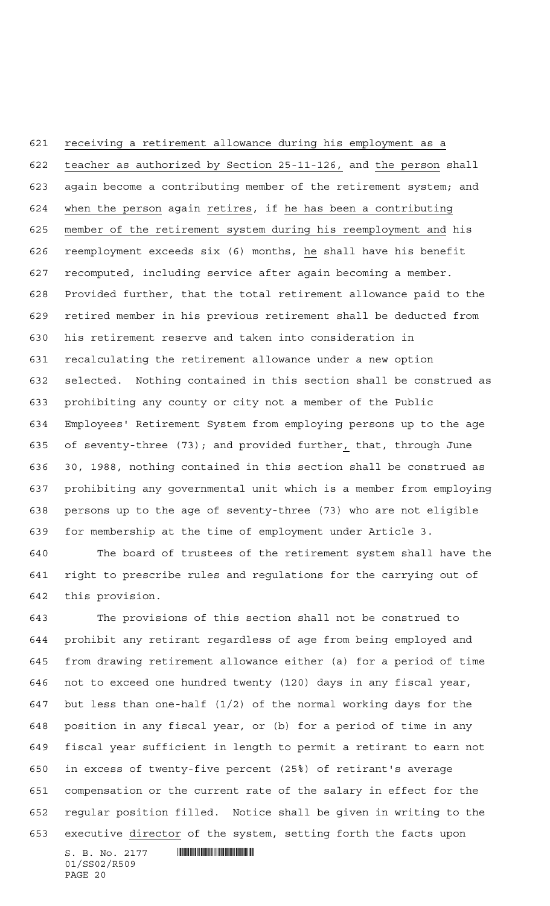receiving a retirement allowance during his employment as a teacher as authorized by Section 25-11-126, and the person shall again become a contributing member of the retirement system; and when the person again retires, if he has been a contributing member of the retirement system during his reemployment and his reemployment exceeds six (6) months, he shall have his benefit recomputed, including service after again becoming a member. Provided further, that the total retirement allowance paid to the retired member in his previous retirement shall be deducted from his retirement reserve and taken into consideration in recalculating the retirement allowance under a new option selected. Nothing contained in this section shall be construed as prohibiting any county or city not a member of the Public Employees' Retirement System from employing persons up to the age of seventy-three (73); and provided further, that, through June 30, 1988, nothing contained in this section shall be construed as prohibiting any governmental unit which is a member from employing persons up to the age of seventy-three (73) who are not eligible for membership at the time of employment under Article 3.

The board of trustees of the retirement system shall have the right to prescribe rules and regulations for the carrying out of this provision.

The provisions of this section shall not be construed to prohibit any retirant regardless of age from being employed and from drawing retirement allowance either (a) for a period of time not to exceed one hundred twenty (120) days in any fiscal year, but less than one-half (1/2) of the normal working days for the position in any fiscal year, or (b) for a period of time in any fiscal year sufficient in length to permit a retirant to earn not in excess of twenty-five percent (25%) of retirant's average compensation or the current rate of the salary in effect for the regular position filled. Notice shall be given in writing to the executive director of the system, setting forth the facts upon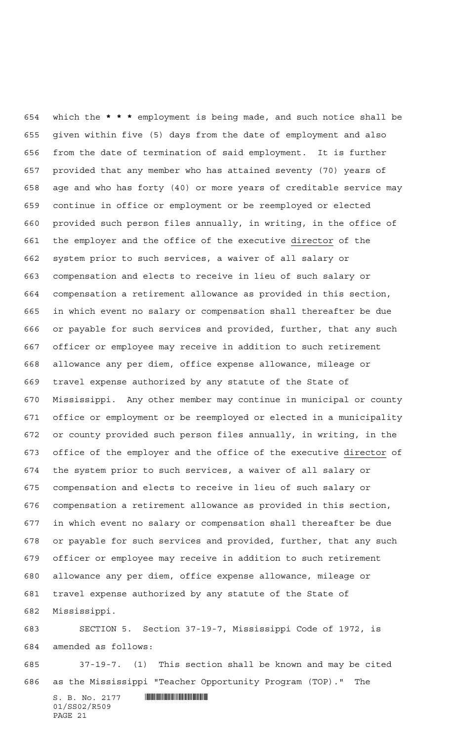which the * * * employment is being made, and such notice shall be given within five (5) days from the date of employment and also from the date of termination of said employment. It is further provided that any member who has attained seventy (70) years of age and who has forty (40) or more years of creditable service may continue in office or employment or be reemployed or elected provided such person files annually, in writing, in the office of the employer and the office of the executive director of the system prior to such services, a waiver of all salary or compensation and elects to receive in lieu of such salary or compensation a retirement allowance as provided in this section, in which event no salary or compensation shall thereafter be due or payable for such services and provided, further, that any such officer or employee may receive in addition to such retirement allowance any per diem, office expense allowance, mileage or travel expense authorized by any statute of the State of Mississippi. Any other member may continue in municipal or county office or employment or be reemployed or elected in a municipality or county provided such person files annually, in writing, in the office of the employer and the office of the executive director of the system prior to such services, a waiver of all salary or compensation and elects to receive in lieu of such salary or compensation a retirement allowance as provided in this section, in which event no salary or compensation shall thereafter be due or payable for such services and provided, further, that any such officer or employee may receive in addition to such retirement allowance any per diem, office expense allowance, mileage or travel expense authorized by any statute of the State of Mississippi.

SECTION 5. Section 37-19-7, Mississippi Code of 1972, is amended as follows:

37-19-7. (1) This section shall be known and may be cited as the Mississippi "Teacher Opportunity Program (TOP)." The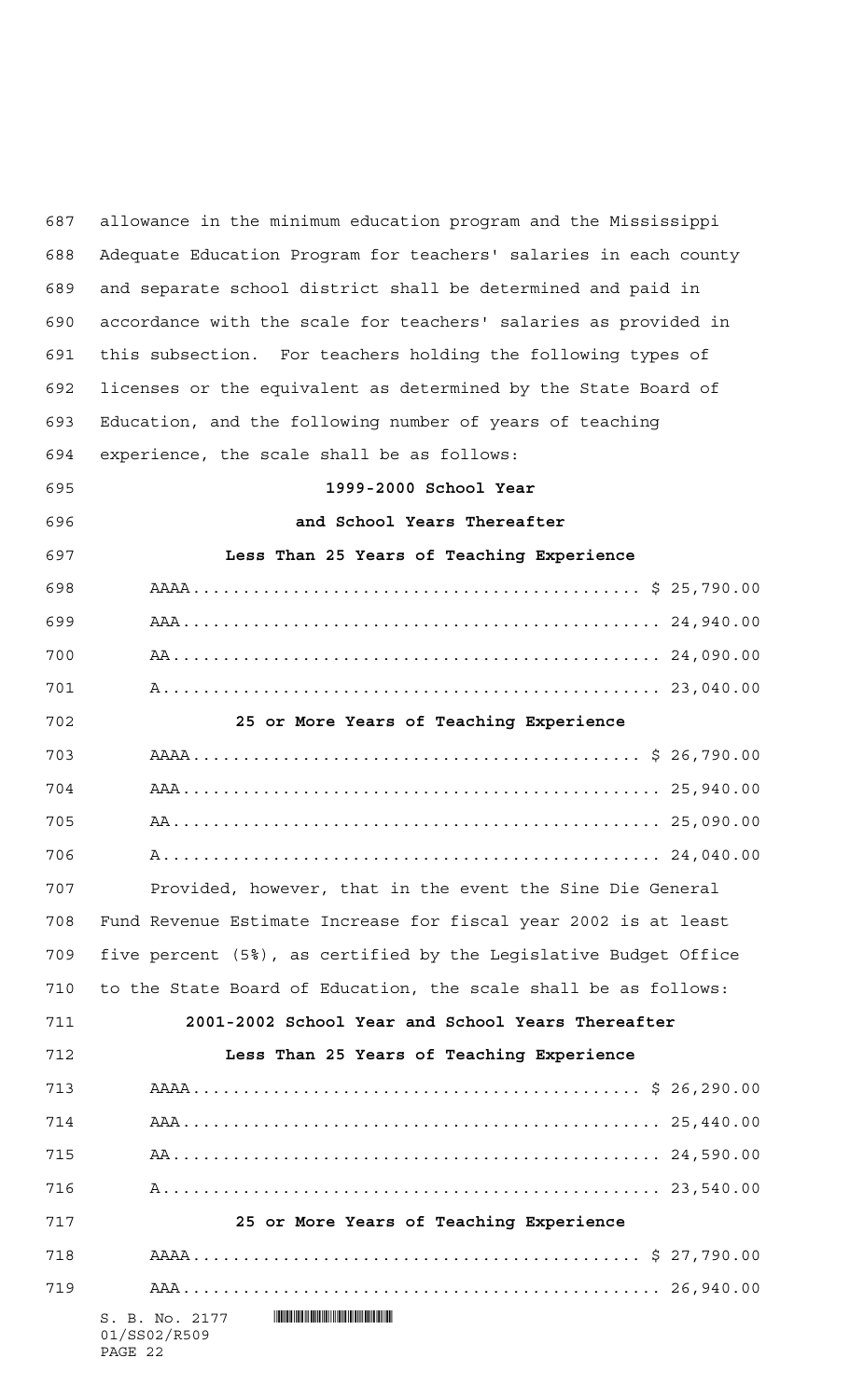allowance in the minimum education program and the Mississippi Adequate Education Program for teachers' salaries in each county and separate school district shall be determined and paid in accordance with the scale for teachers' salaries as provided in this subsection. For teachers holding the following types of licenses or the equivalent as determined by the State Board of Education, and the following number of years of teaching experience, the scale shall be as follows:

**1999-2000 School Year**

**and School Years Thereafter**

**Less Than 25 Years of Teaching Experience**

AAAA............................................ $ 25,790.00

AAA............................................. 24,940.00

AA.............................................. 24,090.00

A............................................... 23,040.00

**25 or More Years of Teaching Experience**

AAAA............................................ $ 26,790.00

AAA............................................. 25,940.00

AA.............................................. 25,090.00

A............................................... 24,040.00

Provided, however, that in the event the Sine Die General Fund Revenue Estimate Increase for fiscal year 2002 is at least five percent (5%), as certified by the Legislative Budget Office to the State Board of Education, the scale shall be as follows:

**2001-2002 School Year and School Years Thereafter**

**Less Than 25 Years of Teaching Experience**

AAAA............................................ $ 26,290.00

AAA............................................. 25,440.00

AA.............................................. 24,590.00

A............................................... 23,540.00

**25 or More Years of Teaching Experience**

AAAA............................................ $ 27,790.00

AAA............................................. 26,940.00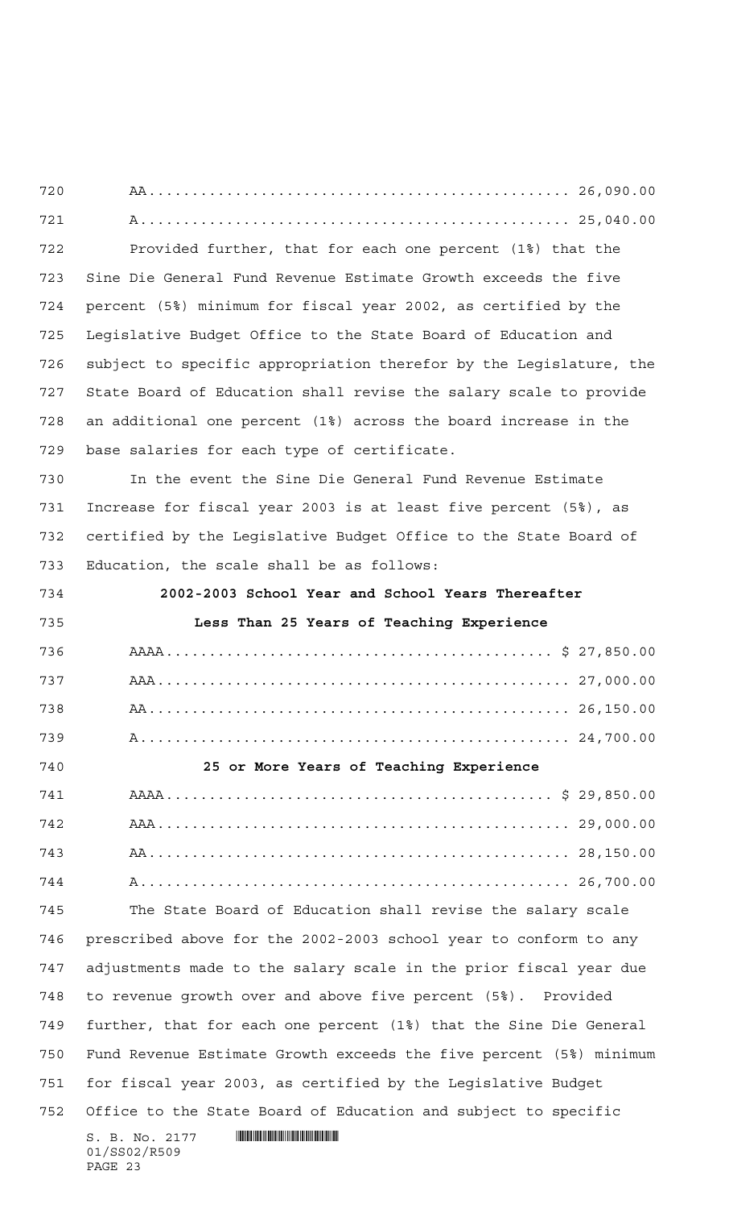AA................................................ 26,090.00

A................................................. 25,040.00

Provided further, that for each one percent (1%) that the Sine Die General Fund Revenue Estimate Growth exceeds the five percent (5%) minimum for fiscal year 2002, as certified by the Legislative Budget Office to the State Board of Education and subject to specific appropriation therefor by the Legislature, the State Board of Education shall revise the salary scale to provide an additional one percent (1%) across the board increase in the base salaries for each type of certificate.

In the event the Sine Die General Fund Revenue Estimate Increase for fiscal year 2003 is at least five percent (5%), as certified by the Legislative Budget Office to the State Board of Education, the scale shall be as follows:

**2002-2003 School Year and School Years Thereafter**

**Less Than 25 Years of Teaching Experience**

AAAA............................................ $ 27,850.00

AAA.............................................. 27,000.00

AA................................................ 26,150.00

A................................................. 24,700.00

**25 or More Years of Teaching Experience**

AAAA............................................ $ 29,850.00

AAA.............................................. 29,000.00

AA................................................ 28,150.00

A................................................. 26,700.00

The State Board of Education shall revise the salary scale prescribed above for the 2002-2003 school year to conform to any adjustments made to the salary scale in the prior fiscal year due to revenue growth over and above five percent (5%). Provided further, that for each one percent (1%) that the Sine Die General Fund Revenue Estimate Growth exceeds the five percent (5%) minimum for fiscal year 2003, as certified by the Legislative Budget Office to the State Board of Education and subject to specific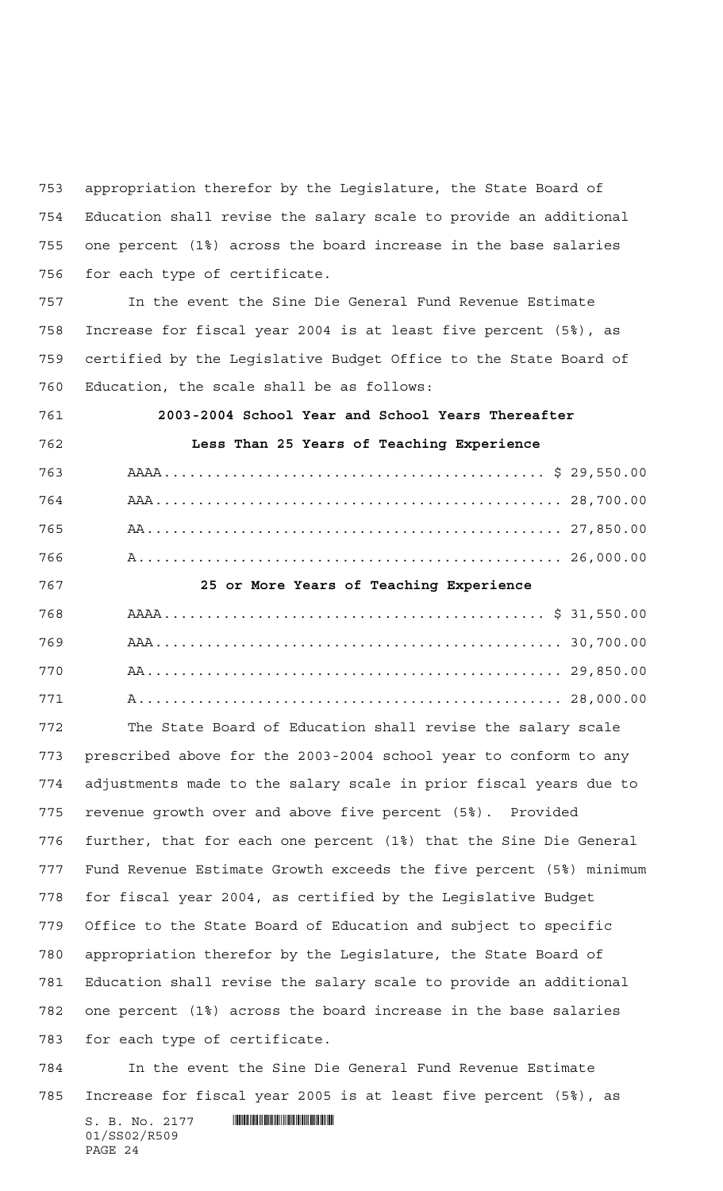appropriation therefor by the Legislature, the State Board of Education shall revise the salary scale to provide an additional one percent (1%) across the board increase in the base salaries for each type of certificate.

In the event the Sine Die General Fund Revenue Estimate Increase for fiscal year 2004 is at least five percent (5%), as certified by the Legislative Budget Office to the State Board of Education, the scale shall be as follows:

**2003-2004 School Year and School Years Thereafter**

**Less Than 25 Years of Teaching Experience**

| | |
|---|---|
| AAAA | $ 29,550.00 |
| AAA | 28,700.00 |
| AA | 27,850.00 |
| A | 26,000.00 |

**25 or More Years of Teaching Experience**

| | |
|---|---|
| AAAA | $ 31,550.00 |
| AAA | 30,700.00 |
| AA | 29,850.00 |
| A | 28,000.00 |

The State Board of Education shall revise the salary scale prescribed above for the 2003-2004 school year to conform to any adjustments made to the salary scale in prior fiscal years due to revenue growth over and above five percent (5%). Provided further, that for each one percent (1%) that the Sine Die General Fund Revenue Estimate Growth exceeds the five percent (5%) minimum for fiscal year 2004, as certified by the Legislative Budget Office to the State Board of Education and subject to specific appropriation therefor by the Legislature, the State Board of Education shall revise the salary scale to provide an additional one percent (1%) across the board increase in the base salaries for each type of certificate.

In the event the Sine Die General Fund Revenue Estimate Increase for fiscal year 2005 is at least five percent (5%), as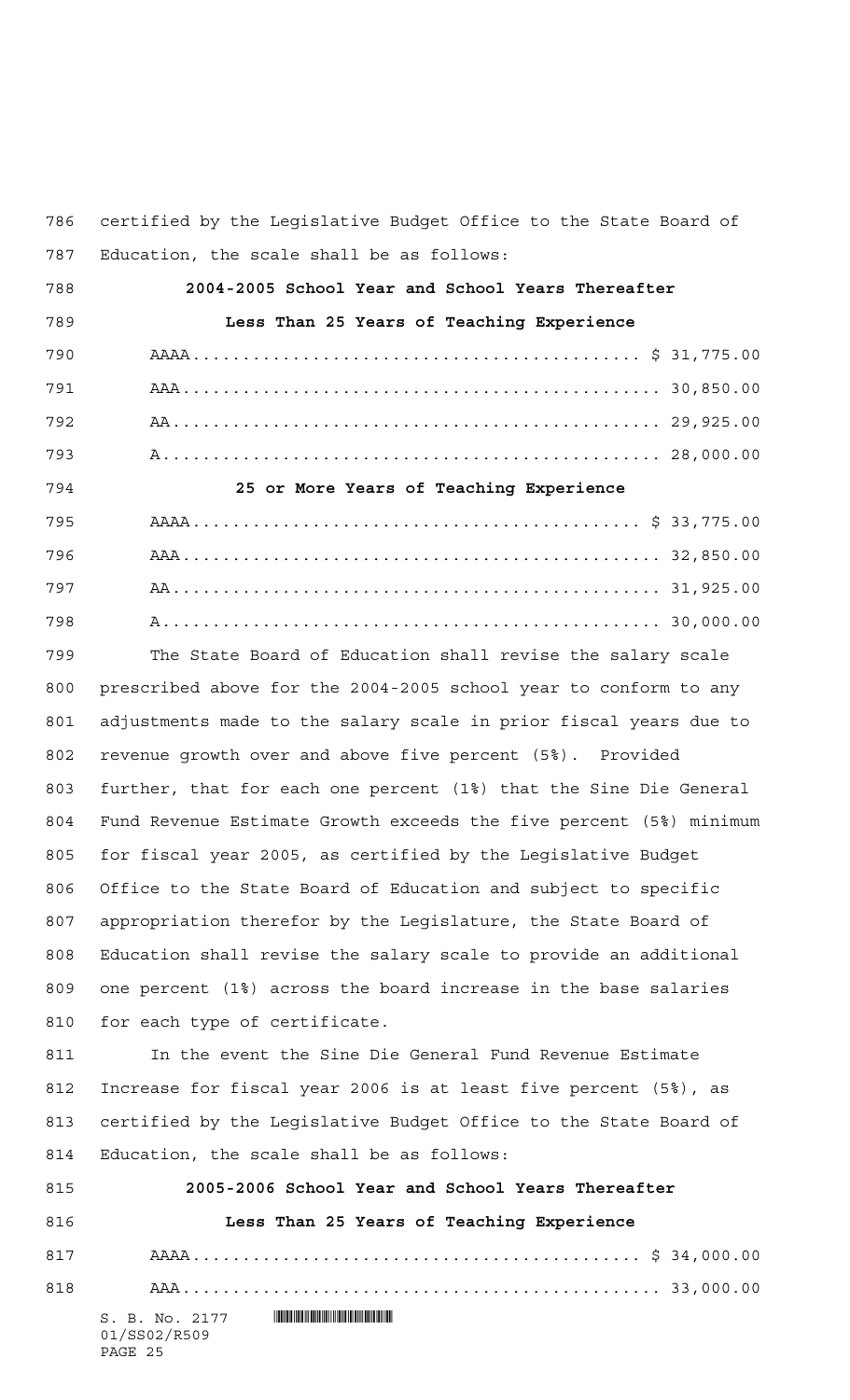certified by the Legislative Budget Office to the State Board of Education, the scale shall be as follows:

**2004-2005 School Year and School Years Thereafter**

**Less Than 25 Years of Teaching Experience**

| | |
|---|---|
| AAAA | $ 31,775.00 |
| AAA | 30,850.00 |
| AA | 29,925.00 |
| A | 28,000.00 |

**25 or More Years of Teaching Experience**

| | |
|---|---|
| AAAA | $ 33,775.00 |
| AAA | 32,850.00 |
| AA | 31,925.00 |
| A | 30,000.00 |

The State Board of Education shall revise the salary scale prescribed above for the 2004-2005 school year to conform to any adjustments made to the salary scale in prior fiscal years due to revenue growth over and above five percent (5%). Provided further, that for each one percent (1%) that the Sine Die General Fund Revenue Estimate Growth exceeds the five percent (5%) minimum for fiscal year 2005, as certified by the Legislative Budget Office to the State Board of Education and subject to specific appropriation therefor by the Legislature, the State Board of Education shall revise the salary scale to provide an additional one percent (1%) across the board increase in the base salaries for each type of certificate.

In the event the Sine Die General Fund Revenue Estimate Increase for fiscal year 2006 is at least five percent (5%), as certified by the Legislative Budget Office to the State Board of Education, the scale shall be as follows:

**2005-2006 School Year and School Years Thereafter**

**Less Than 25 Years of Teaching Experience**

| | |
|---|---|
| AAAA | $ 34,000.00 |
| AAA | 33,000.00 |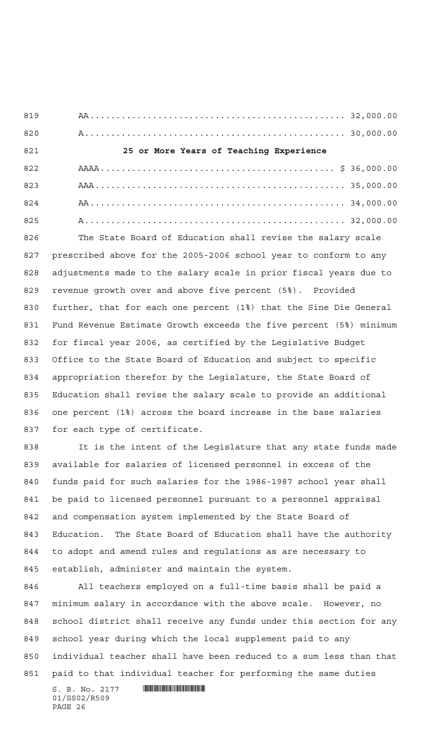AA................................................ 32,000.00

A................................................. 30,000.00

**25 or More Years of Teaching Experience**

AAAA........................................... $ 36,000.00

AAA.............................................. 35,000.00

AA................................................ 34,000.00

A................................................. 32,000.00

The State Board of Education shall revise the salary scale prescribed above for the 2005-2006 school year to conform to any adjustments made to the salary scale in prior fiscal years due to revenue growth over and above five percent (5%). Provided further, that for each one percent (1%) that the Sine Die General Fund Revenue Estimate Growth exceeds the five percent (5%) minimum for fiscal year 2006, as certified by the Legislative Budget Office to the State Board of Education and subject to specific appropriation therefor by the Legislature, the State Board of Education shall revise the salary scale to provide an additional one percent (1%) across the board increase in the base salaries for each type of certificate.

It is the intent of the Legislature that any state funds made available for salaries of licensed personnel in excess of the funds paid for such salaries for the 1986-1987 school year shall be paid to licensed personnel pursuant to a personnel appraisal and compensation system implemented by the State Board of Education. The State Board of Education shall have the authority to adopt and amend rules and regulations as are necessary to establish, administer and maintain the system.

All teachers employed on a full-time basis shall be paid a minimum salary in accordance with the above scale. However, no school district shall receive any funds under this section for any school year during which the local supplement paid to any individual teacher shall have been reduced to a sum less than that paid to that individual teacher for performing the same duties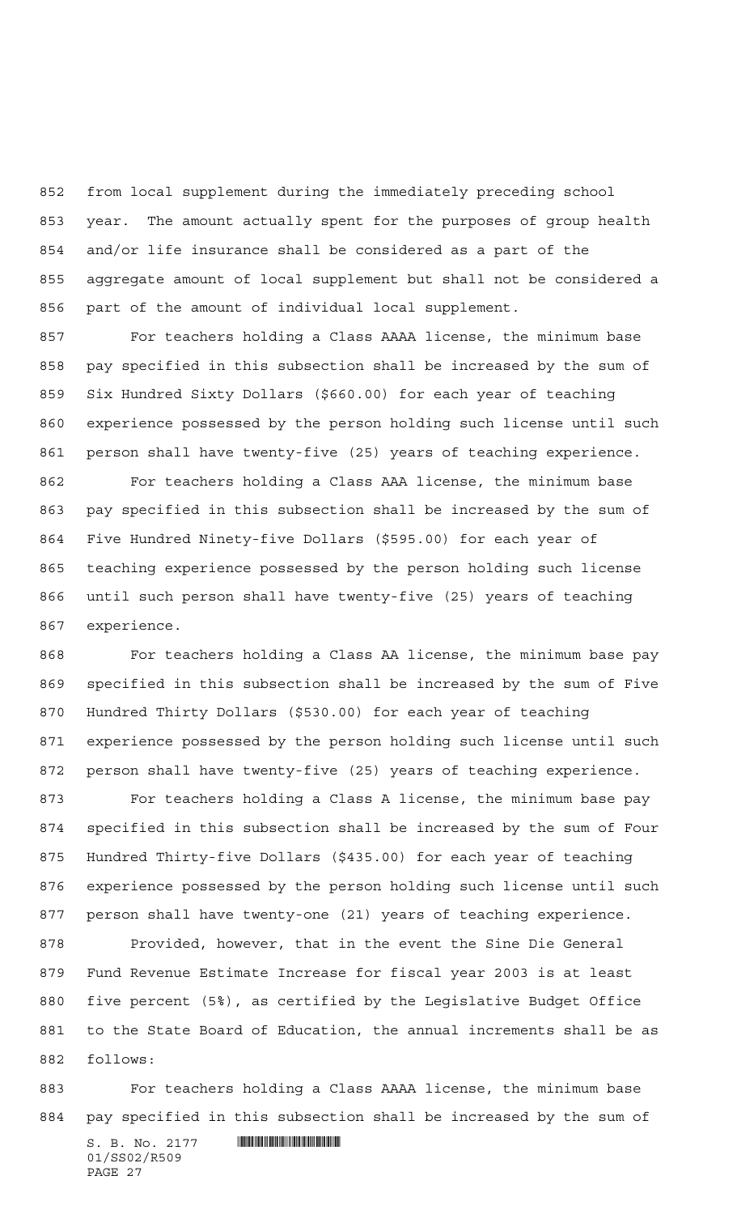from local supplement during the immediately preceding school year. The amount actually spent for the purposes of group health and/or life insurance shall be considered as a part of the aggregate amount of local supplement but shall not be considered a part of the amount of individual local supplement.

For teachers holding a Class AAAA license, the minimum base pay specified in this subsection shall be increased by the sum of Six Hundred Sixty Dollars ($660.00) for each year of teaching experience possessed by the person holding such license until such person shall have twenty-five (25) years of teaching experience.

For teachers holding a Class AAA license, the minimum base pay specified in this subsection shall be increased by the sum of Five Hundred Ninety-five Dollars ($595.00) for each year of teaching experience possessed by the person holding such license until such person shall have twenty-five (25) years of teaching experience.

For teachers holding a Class AA license, the minimum base pay specified in this subsection shall be increased by the sum of Five Hundred Thirty Dollars ($530.00) for each year of teaching experience possessed by the person holding such license until such person shall have twenty-five (25) years of teaching experience.

For teachers holding a Class A license, the minimum base pay specified in this subsection shall be increased by the sum of Four Hundred Thirty-five Dollars ($435.00) for each year of teaching experience possessed by the person holding such license until such person shall have twenty-one (21) years of teaching experience.

Provided, however, that in the event the Sine Die General Fund Revenue Estimate Increase for fiscal year 2003 is at least five percent (5%), as certified by the Legislative Budget Office to the State Board of Education, the annual increments shall be as follows:

For teachers holding a Class AAAA license, the minimum base pay specified in this subsection shall be increased by the sum of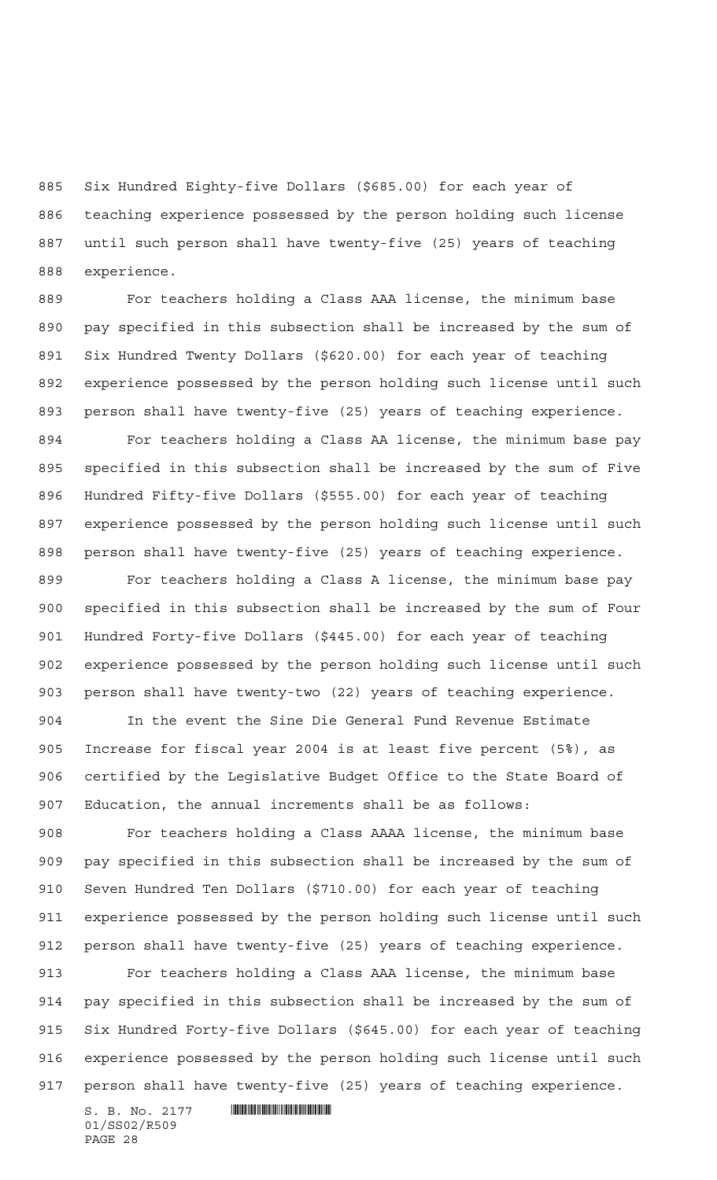Six Hundred Eighty-five Dollars ($685.00) for each year of teaching experience possessed by the person holding such license until such person shall have twenty-five (25) years of teaching experience.

For teachers holding a Class AAA license, the minimum base pay specified in this subsection shall be increased by the sum of Six Hundred Twenty Dollars ($620.00) for each year of teaching experience possessed by the person holding such license until such person shall have twenty-five (25) years of teaching experience.

For teachers holding a Class AA license, the minimum base pay specified in this subsection shall be increased by the sum of Five Hundred Fifty-five Dollars ($555.00) for each year of teaching experience possessed by the person holding such license until such person shall have twenty-five (25) years of teaching experience.

For teachers holding a Class A license, the minimum base pay specified in this subsection shall be increased by the sum of Four Hundred Forty-five Dollars ($445.00) for each year of teaching experience possessed by the person holding such license until such person shall have twenty-two (22) years of teaching experience.

In the event the Sine Die General Fund Revenue Estimate Increase for fiscal year 2004 is at least five percent (5%), as certified by the Legislative Budget Office to the State Board of Education, the annual increments shall be as follows:

For teachers holding a Class AAAA license, the minimum base pay specified in this subsection shall be increased by the sum of Seven Hundred Ten Dollars ($710.00) for each year of teaching experience possessed by the person holding such license until such person shall have twenty-five (25) years of teaching experience.

For teachers holding a Class AAA license, the minimum base pay specified in this subsection shall be increased by the sum of Six Hundred Forty-five Dollars ($645.00) for each year of teaching experience possessed by the person holding such license until such person shall have twenty-five (25) years of teaching experience.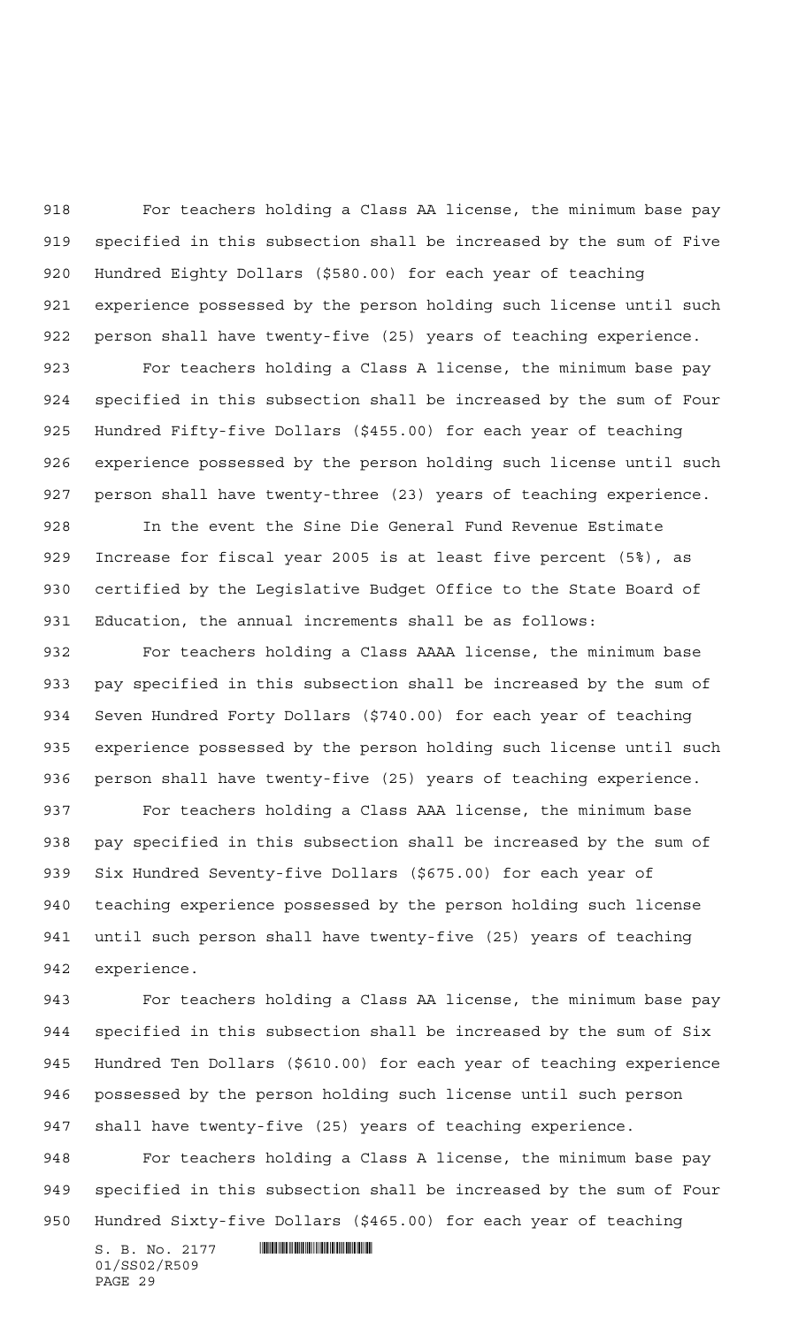For teachers holding a Class AA license, the minimum base pay specified in this subsection shall be increased by the sum of Five Hundred Eighty Dollars ($580.00) for each year of teaching experience possessed by the person holding such license until such person shall have twenty-five (25) years of teaching experience.

For teachers holding a Class A license, the minimum base pay specified in this subsection shall be increased by the sum of Four Hundred Fifty-five Dollars ($455.00) for each year of teaching experience possessed by the person holding such license until such person shall have twenty-three (23) years of teaching experience.

In the event the Sine Die General Fund Revenue Estimate Increase for fiscal year 2005 is at least five percent (5%), as certified by the Legislative Budget Office to the State Board of Education, the annual increments shall be as follows:

For teachers holding a Class AAAA license, the minimum base pay specified in this subsection shall be increased by the sum of Seven Hundred Forty Dollars ($740.00) for each year of teaching experience possessed by the person holding such license until such person shall have twenty-five (25) years of teaching experience.

For teachers holding a Class AAA license, the minimum base pay specified in this subsection shall be increased by the sum of Six Hundred Seventy-five Dollars ($675.00) for each year of teaching experience possessed by the person holding such license until such person shall have twenty-five (25) years of teaching experience.

For teachers holding a Class AA license, the minimum base pay specified in this subsection shall be increased by the sum of Six Hundred Ten Dollars ($610.00) for each year of teaching experience possessed by the person holding such license until such person shall have twenty-five (25) years of teaching experience.

For teachers holding a Class A license, the minimum base pay specified in this subsection shall be increased by the sum of Four Hundred Sixty-five Dollars ($465.00) for each year of teaching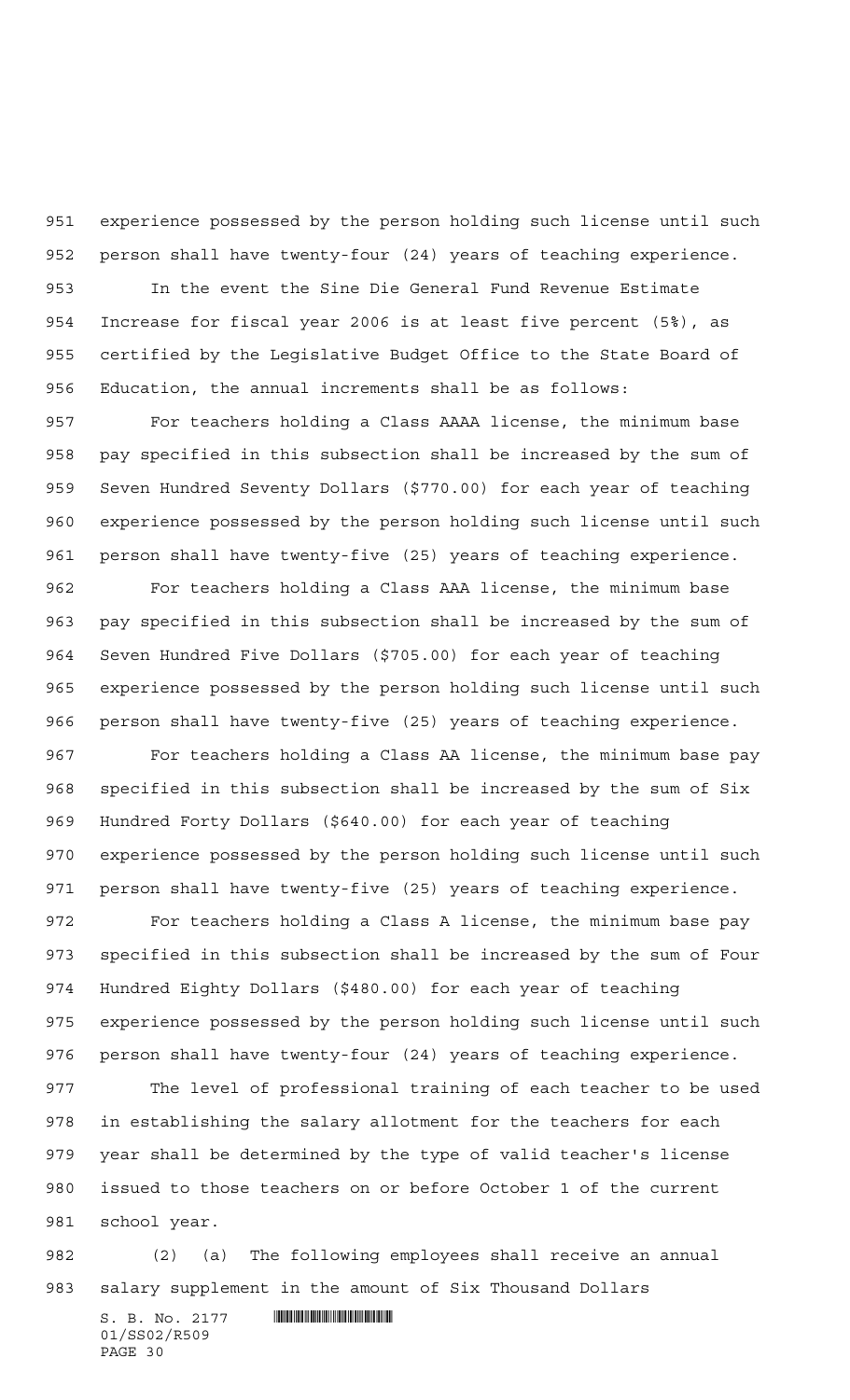experience possessed by the person holding such license until such person shall have twenty-four (24) years of teaching experience.

In the event the Sine Die General Fund Revenue Estimate Increase for fiscal year 2006 is at least five percent (5%), as certified by the Legislative Budget Office to the State Board of Education, the annual increments shall be as follows:

For teachers holding a Class AAAA license, the minimum base pay specified in this subsection shall be increased by the sum of Seven Hundred Seventy Dollars ($770.00) for each year of teaching experience possessed by the person holding such license until such person shall have twenty-five (25) years of teaching experience.

For teachers holding a Class AAA license, the minimum base pay specified in this subsection shall be increased by the sum of Seven Hundred Five Dollars ($705.00) for each year of teaching experience possessed by the person holding such license until such person shall have twenty-five (25) years of teaching experience.

For teachers holding a Class AA license, the minimum base pay specified in this subsection shall be increased by the sum of Six Hundred Forty Dollars ($640.00) for each year of teaching experience possessed by the person holding such license until such person shall have twenty-five (25) years of teaching experience.

For teachers holding a Class A license, the minimum base pay specified in this subsection shall be increased by the sum of Four Hundred Eighty Dollars ($480.00) for each year of teaching experience possessed by the person holding such license until such person shall have twenty-four (24) years of teaching experience.

The level of professional training of each teacher to be used in establishing the salary allotment for the teachers for each year shall be determined by the type of valid teacher's license issued to those teachers on or before October 1 of the current school year.

(2) (a) The following employees shall receive an annual salary supplement in the amount of Six Thousand Dollars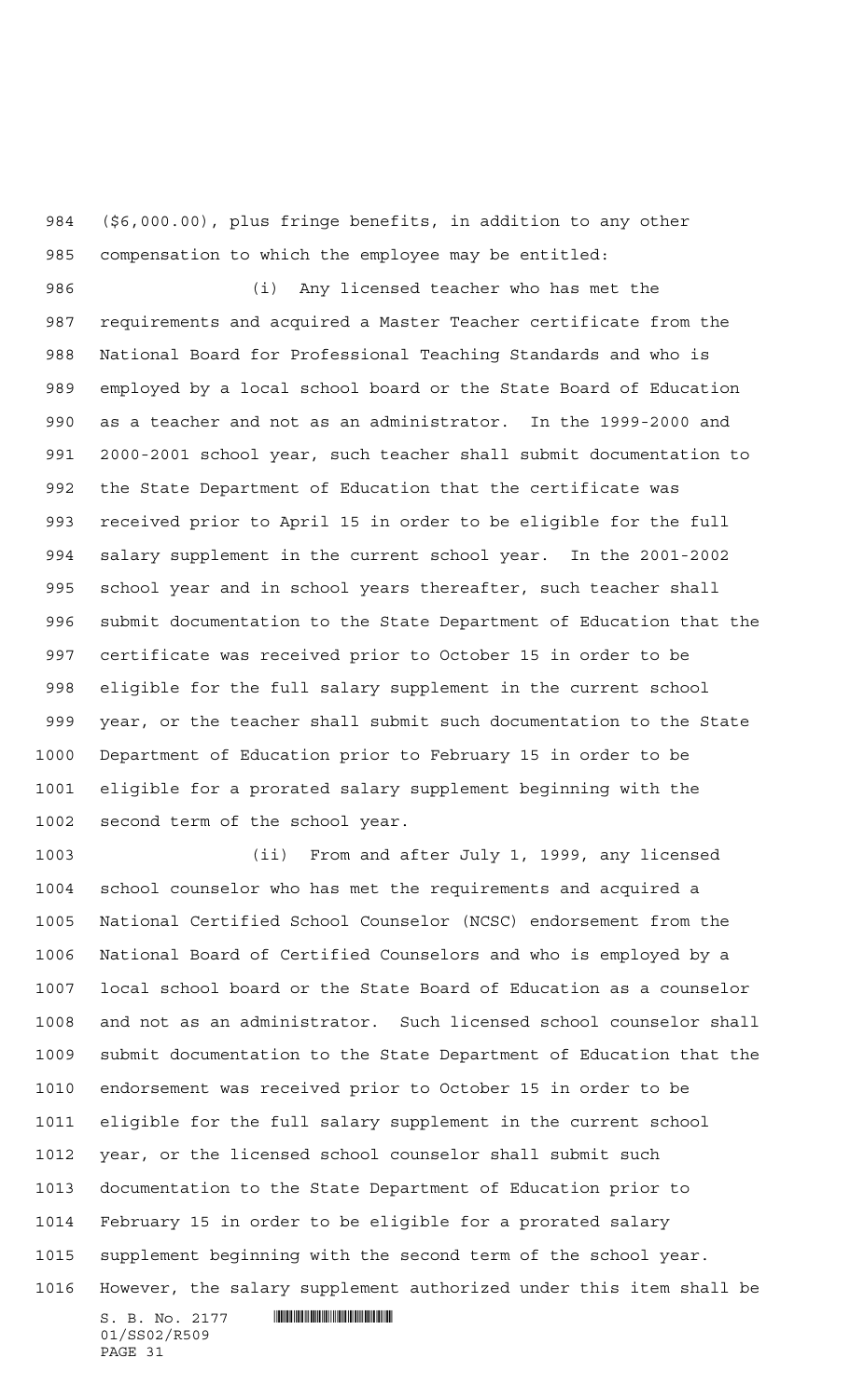($6,000.00), plus fringe benefits, in addition to any other compensation to which the employee may be entitled:

(i) Any licensed teacher who has met the requirements and acquired a Master Teacher certificate from the National Board for Professional Teaching Standards and who is employed by a local school board or the State Board of Education as a teacher and not as an administrator. In the 1999-2000 and 2000-2001 school year, such teacher shall submit documentation to the State Department of Education that the certificate was received prior to April 15 in order to be eligible for the full salary supplement in the current school year. In the 2001-2002 school year and in school years thereafter, such teacher shall submit documentation to the State Department of Education that the certificate was received prior to October 15 in order to be eligible for the full salary supplement in the current school year, or the teacher shall submit such documentation to the State Department of Education prior to February 15 in order to be eligible for a prorated salary supplement beginning with the second term of the school year.

(ii) From and after July 1, 1999, any licensed school counselor who has met the requirements and acquired a National Certified School Counselor (NCSC) endorsement from the National Board of Certified Counselors and who is employed by a local school board or the State Board of Education as a counselor and not as an administrator. Such licensed school counselor shall submit documentation to the State Department of Education that the endorsement was received prior to October 15 in order to be eligible for the full salary supplement in the current school year, or the licensed school counselor shall submit such documentation to the State Department of Education prior to February 15 in order to be eligible for a prorated salary supplement beginning with the second term of the school year. However, the salary supplement authorized under this item shall be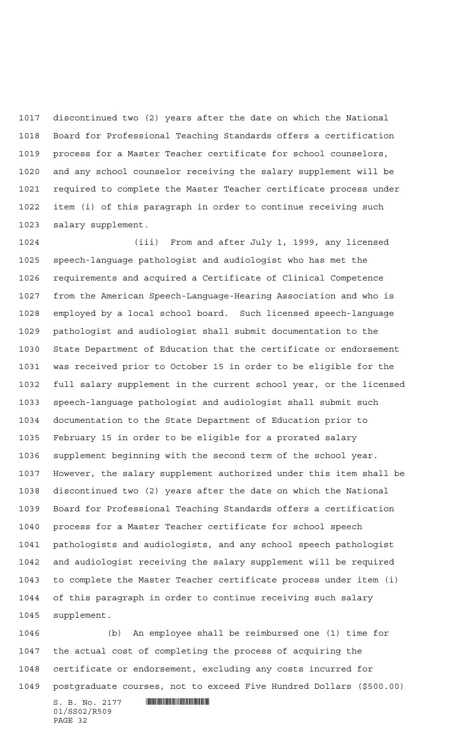discontinued two (2) years after the date on which the National Board for Professional Teaching Standards offers a certification process for a Master Teacher certificate for school counselors, and any school counselor receiving the salary supplement will be required to complete the Master Teacher certificate process under item (i) of this paragraph in order to continue receiving such salary supplement.

(iii) From and after July 1, 1999, any licensed speech-language pathologist and audiologist who has met the requirements and acquired a Certificate of Clinical Competence from the American Speech-Language-Hearing Association and who is employed by a local school board. Such licensed speech-language pathologist and audiologist shall submit documentation to the State Department of Education that the certificate or endorsement was received prior to October 15 in order to be eligible for the full salary supplement in the current school year, or the licensed speech-language pathologist and audiologist shall submit such documentation to the State Department of Education prior to February 15 in order to be eligible for a prorated salary supplement beginning with the second term of the school year. However, the salary supplement authorized under this item shall be discontinued two (2) years after the date on which the National Board for Professional Teaching Standards offers a certification process for a Master Teacher certificate for school speech pathologists and audiologists, and any school speech pathologist and audiologist receiving the salary supplement will be required to complete the Master Teacher certificate process under item (i) of this paragraph in order to continue receiving such salary supplement.

(b) An employee shall be reimbursed one (1) time for the actual cost of completing the process of acquiring the certificate or endorsement, excluding any costs incurred for postgraduate courses, not to exceed Five Hundred Dollars ($500.00)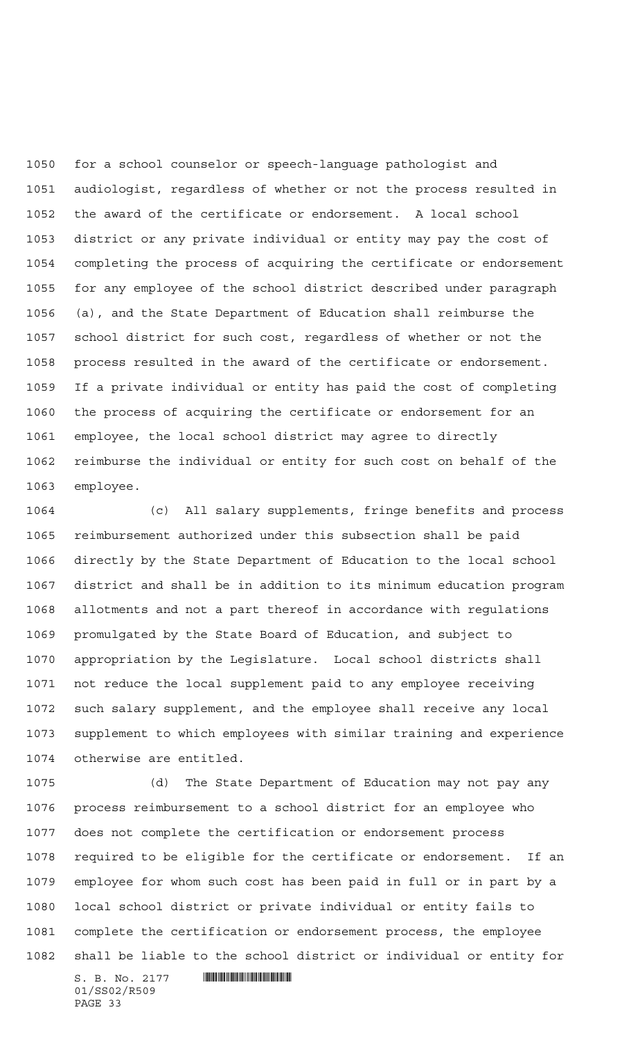for a school counselor or speech-language pathologist and audiologist, regardless of whether or not the process resulted in the award of the certificate or endorsement. A local school district or any private individual or entity may pay the cost of completing the process of acquiring the certificate or endorsement for any employee of the school district described under paragraph (a), and the State Department of Education shall reimburse the school district for such cost, regardless of whether or not the process resulted in the award of the certificate or endorsement. If a private individual or entity has paid the cost of completing the process of acquiring the certificate or endorsement for an employee, the local school district may agree to directly reimburse the individual or entity for such cost on behalf of the employee.

(c) All salary supplements, fringe benefits and process reimbursement authorized under this subsection shall be paid directly by the State Department of Education to the local school district and shall be in addition to its minimum education program allotments and not a part thereof in accordance with regulations promulgated by the State Board of Education, and subject to appropriation by the Legislature. Local school districts shall not reduce the local supplement paid to any employee receiving such salary supplement, and the employee shall receive any local supplement to which employees with similar training and experience otherwise are entitled.

(d) The State Department of Education may not pay any process reimbursement to a school district for an employee who does not complete the certification or endorsement process required to be eligible for the certificate or endorsement. If an employee for whom such cost has been paid in full or in part by a local school district or private individual or entity fails to complete the certification or endorsement process, the employee shall be liable to the school district or individual or entity for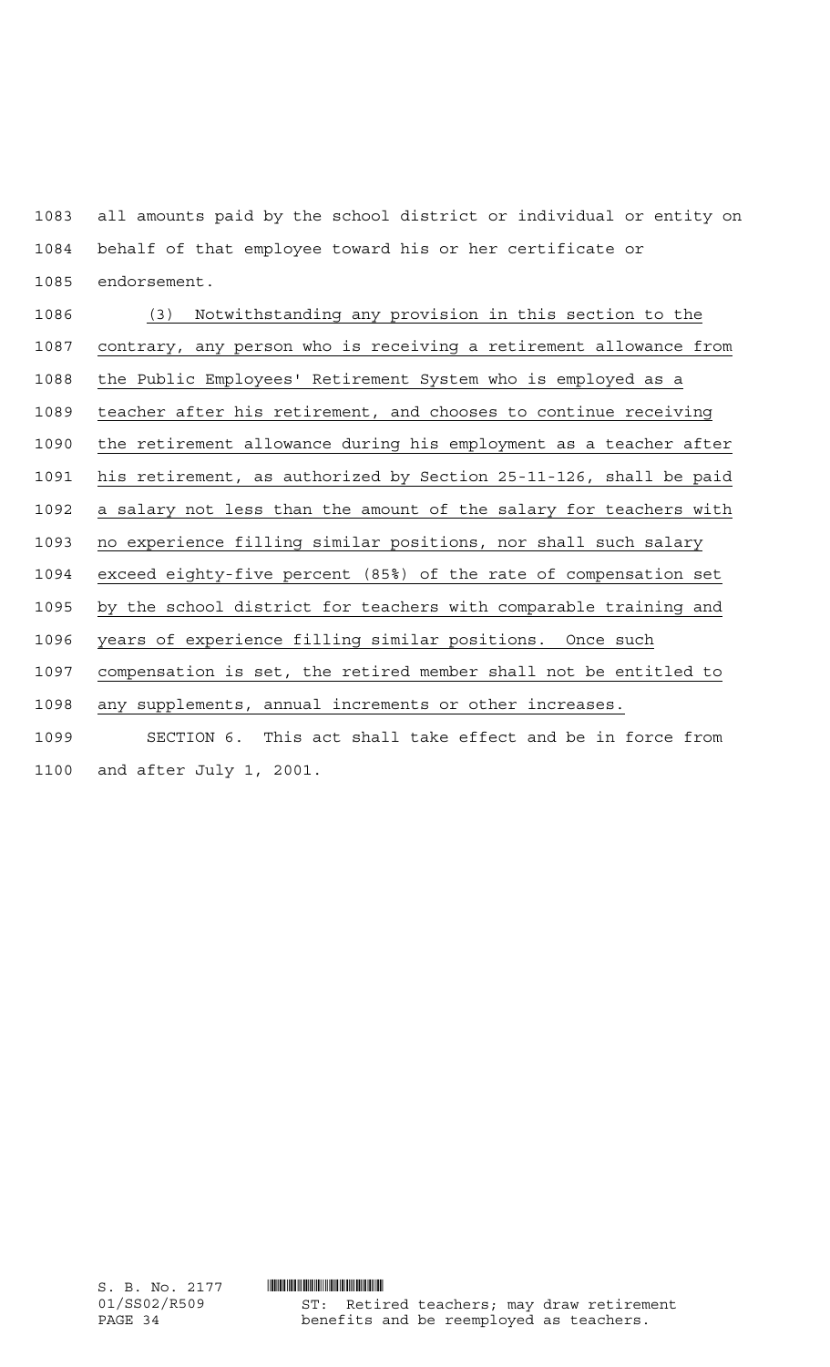all amounts paid by the school district or individual or entity on behalf of that employee toward his or her certificate or endorsement.

(3) Notwithstanding any provision in this section to the contrary, any person who is receiving a retirement allowance from the Public Employees' Retirement System who is employed as a teacher after his retirement, and chooses to continue receiving the retirement allowance during his employment as a teacher after his retirement, as authorized by Section 25-11-126, shall be paid a salary not less than the amount of the salary for teachers with no experience filling similar positions, nor shall such salary exceed eighty-five percent (85%) of the rate of compensation set by the school district for teachers with comparable training and years of experience filling similar positions. Once such compensation is set, the retired member shall not be entitled to any supplements, annual increments or other increases.

SECTION 6. This act shall take effect and be in force from and after July 1, 2001.